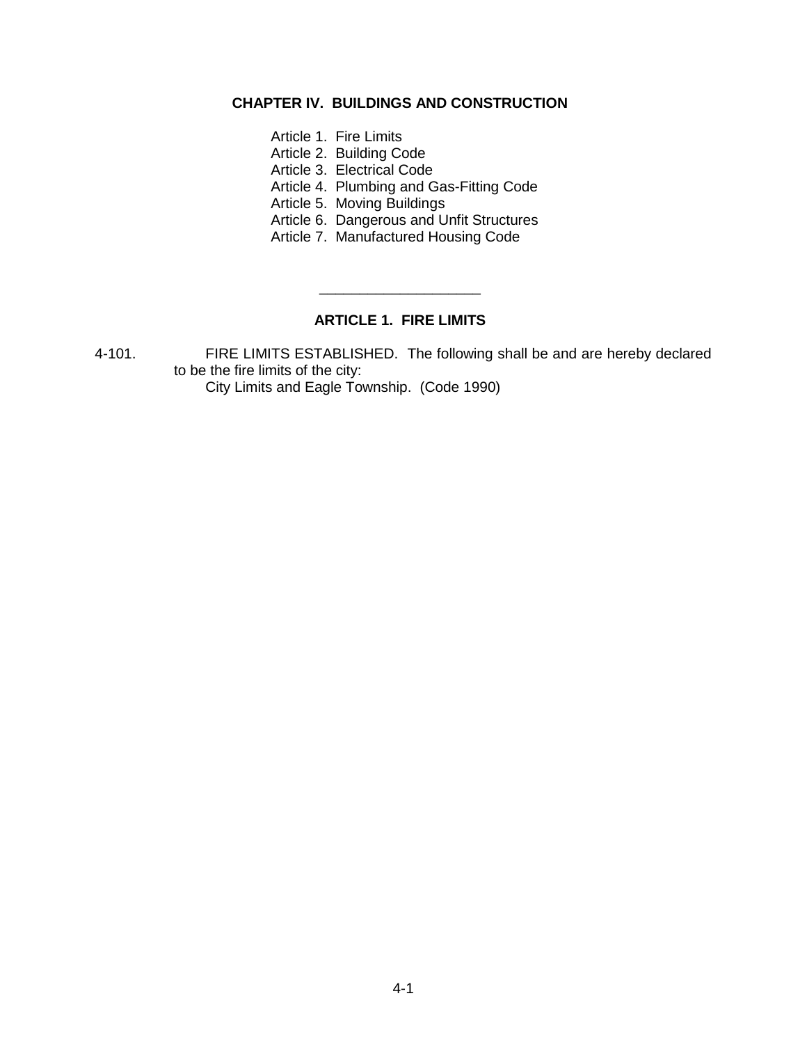# CHAPTER IV. BUILDINGS AND CONSTRUCTION

Article 1. Fire Limits
Article 2. Building Code
Article 3. Electrical Code
Article 4. Plumbing and Gas-Fitting Code
Article 5. Moving Buildings
Article 6. Dangerous and Unfit Structures
Article 7. Manufactured Housing Code

---

## ARTICLE 1. FIRE LIMITS

4-101. FIRE LIMITS ESTABLISHED. The following shall be and are hereby declared to be the fire limits of the city:

City Limits and Eagle Township. (Code 1990)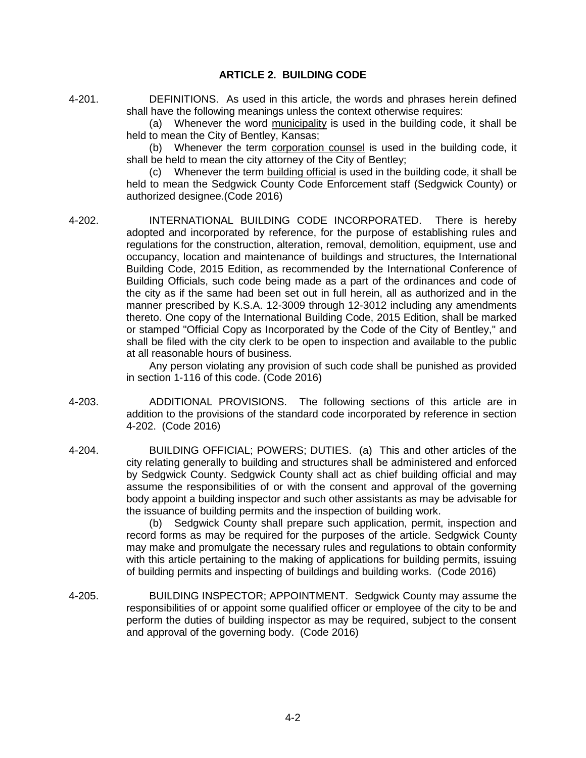## ARTICLE 2. BUILDING CODE

4-201. DEFINITIONS. As used in this article, the words and phrases herein defined shall have the following meanings unless the context otherwise requires:

(a) Whenever the word municipality is used in the building code, it shall be held to mean the City of Bentley, Kansas;

(b) Whenever the term corporation counsel is used in the building code, it shall be held to mean the city attorney of the City of Bentley;

(c) Whenever the term building official is used in the building code, it shall be held to mean the Sedgwick County Code Enforcement staff (Sedgwick County) or authorized designee.(Code 2016)

4-202. INTERNATIONAL BUILDING CODE INCORPORATED. There is hereby adopted and incorporated by reference, for the purpose of establishing rules and regulations for the construction, alteration, removal, demolition, equipment, use and occupancy, location and maintenance of buildings and structures, the International Building Code, 2015 Edition, as recommended by the International Conference of Building Officials, such code being made as a part of the ordinances and code of the city as if the same had been set out in full herein, all as authorized and in the manner prescribed by K.S.A. 12-3009 through 12-3012 including any amendments thereto. One copy of the International Building Code, 2015 Edition, shall be marked or stamped "Official Copy as Incorporated by the Code of the City of Bentley," and shall be filed with the city clerk to be open to inspection and available to the public at all reasonable hours of business.

Any person violating any provision of such code shall be punished as provided in section 1-116 of this code. (Code 2016)

4-203. ADDITIONAL PROVISIONS. The following sections of this article are in addition to the provisions of the standard code incorporated by reference in section 4-202. (Code 2016)

4-204. BUILDING OFFICIAL; POWERS; DUTIES. (a) This and other articles of the city relating generally to building and structures shall be administered and enforced by Sedgwick County. Sedgwick County shall act as chief building official and may assume the responsibilities of or with the consent and approval of the governing body appoint a building inspector and such other assistants as may be advisable for the issuance of building permits and the inspection of building work.

(b) Sedgwick County shall prepare such application, permit, inspection and record forms as may be required for the purposes of the article. Sedgwick County may make and promulgate the necessary rules and regulations to obtain conformity with this article pertaining to the making of applications for building permits, issuing of building permits and inspecting of buildings and building works. (Code 2016)

4-205. BUILDING INSPECTOR; APPOINTMENT. Sedgwick County may assume the responsibilities of or appoint some qualified officer or employee of the city to be and perform the duties of building inspector as may be required, subject to the consent and approval of the governing body. (Code 2016)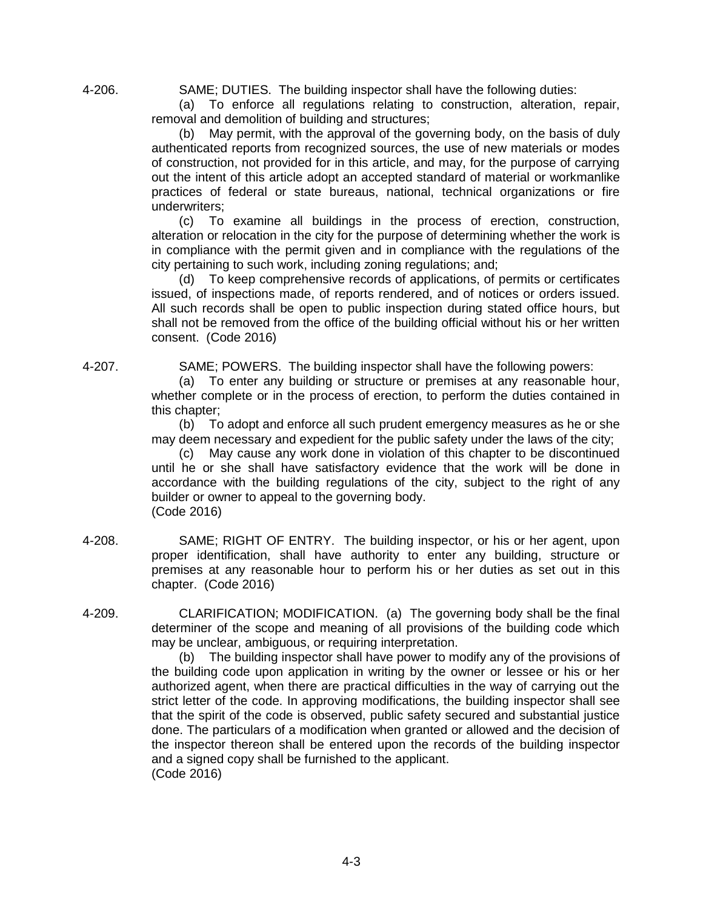4-206. SAME; DUTIES. The building inspector shall have the following duties:

(a) To enforce all regulations relating to construction, alteration, repair, removal and demolition of building and structures;

(b) May permit, with the approval of the governing body, on the basis of duly authenticated reports from recognized sources, the use of new materials or modes of construction, not provided for in this article, and may, for the purpose of carrying out the intent of this article adopt an accepted standard of material or workmanlike practices of federal or state bureaus, national, technical organizations or fire underwriters;

(c) To examine all buildings in the process of erection, construction, alteration or relocation in the city for the purpose of determining whether the work is in compliance with the permit given and in compliance with the regulations of the city pertaining to such work, including zoning regulations; and;

(d) To keep comprehensive records of applications, of permits or certificates issued, of inspections made, of reports rendered, and of notices or orders issued. All such records shall be open to public inspection during stated office hours, but shall not be removed from the office of the building official without his or her written consent. (Code 2016)

4-207. SAME; POWERS. The building inspector shall have the following powers:

(a) To enter any building or structure or premises at any reasonable hour, whether complete or in the process of erection, to perform the duties contained in this chapter;

(b) To adopt and enforce all such prudent emergency measures as he or she may deem necessary and expedient for the public safety under the laws of the city;

(c) May cause any work done in violation of this chapter to be discontinued until he or she shall have satisfactory evidence that the work will be done in accordance with the building regulations of the city, subject to the right of any builder or owner to appeal to the governing body.
(Code 2016)

4-208. SAME; RIGHT OF ENTRY. The building inspector, or his or her agent, upon proper identification, shall have authority to enter any building, structure or premises at any reasonable hour to perform his or her duties as set out in this chapter. (Code 2016)

4-209. CLARIFICATION; MODIFICATION. (a) The governing body shall be the final determiner of the scope and meaning of all provisions of the building code which may be unclear, ambiguous, or requiring interpretation.

(b) The building inspector shall have power to modify any of the provisions of the building code upon application in writing by the owner or lessee or his or her authorized agent, when there are practical difficulties in the way of carrying out the strict letter of the code. In approving modifications, the building inspector shall see that the spirit of the code is observed, public safety secured and substantial justice done. The particulars of a modification when granted or allowed and the decision of the inspector thereon shall be entered upon the records of the building inspector and a signed copy shall be furnished to the applicant.
(Code 2016)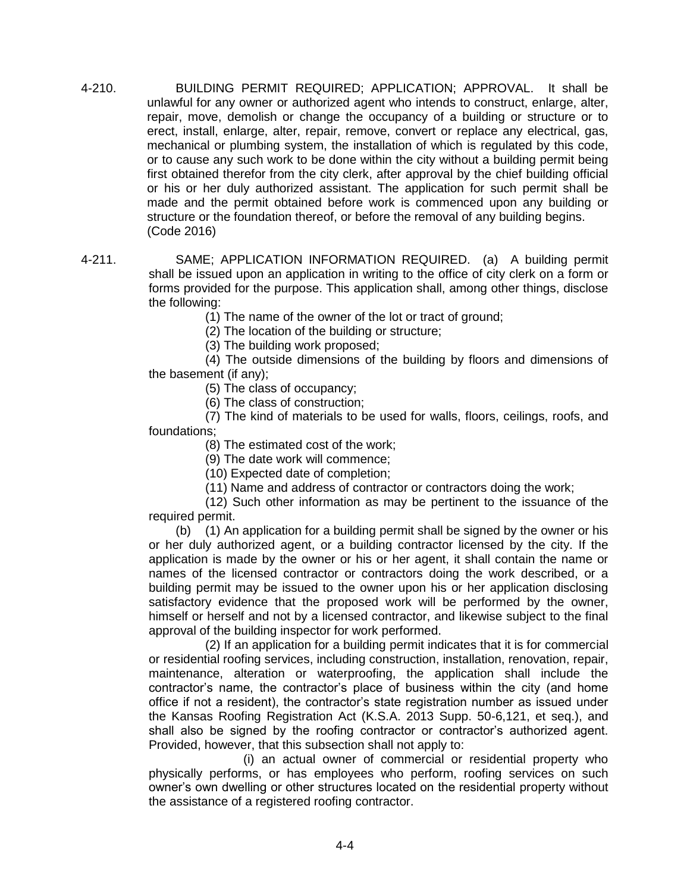4-210. BUILDING PERMIT REQUIRED; APPLICATION; APPROVAL. It shall be unlawful for any owner or authorized agent who intends to construct, enlarge, alter, repair, move, demolish or change the occupancy of a building or structure or to erect, install, enlarge, alter, repair, remove, convert or replace any electrical, gas, mechanical or plumbing system, the installation of which is regulated by this code, or to cause any such work to be done within the city without a building permit being first obtained therefor from the city clerk, after approval by the chief building official or his or her duly authorized assistant. The application for such permit shall be made and the permit obtained before work is commenced upon any building or structure or the foundation thereof, or before the removal of any building begins.
(Code 2016)

4-211. SAME; APPLICATION INFORMATION REQUIRED. (a) A building permit shall be issued upon an application in writing to the office of city clerk on a form or forms provided for the purpose. This application shall, among other things, disclose the following:

(1) The name of the owner of the lot or tract of ground;

(2) The location of the building or structure;

(3) The building work proposed;

(4) The outside dimensions of the building by floors and dimensions of the basement (if any);

(5) The class of occupancy;

(6) The class of construction;

(7) The kind of materials to be used for walls, floors, ceilings, roofs, and foundations;

(8) The estimated cost of the work;

(9) The date work will commence;

(10) Expected date of completion;

(11) Name and address of contractor or contractors doing the work;

(12) Such other information as may be pertinent to the issuance of the required permit.

(b) (1) An application for a building permit shall be signed by the owner or his or her duly authorized agent, or a building contractor licensed by the city. If the application is made by the owner or his or her agent, it shall contain the name or names of the licensed contractor or contractors doing the work described, or a building permit may be issued to the owner upon his or her application disclosing satisfactory evidence that the proposed work will be performed by the owner, himself or herself and not by a licensed contractor, and likewise subject to the final approval of the building inspector for work performed.

(2) If an application for a building permit indicates that it is for commercial or residential roofing services, including construction, installation, renovation, repair, maintenance, alteration or waterproofing, the application shall include the contractor's name, the contractor's place of business within the city (and home office if not a resident), the contractor's state registration number as issued under the Kansas Roofing Registration Act (K.S.A. 2013 Supp. 50-6,121, et seq.), and shall also be signed by the roofing contractor or contractor's authorized agent. Provided, however, that this subsection shall not apply to:

(i) an actual owner of commercial or residential property who physically performs, or has employees who perform, roofing services on such owner's own dwelling or other structures located on the residential property without the assistance of a registered roofing contractor.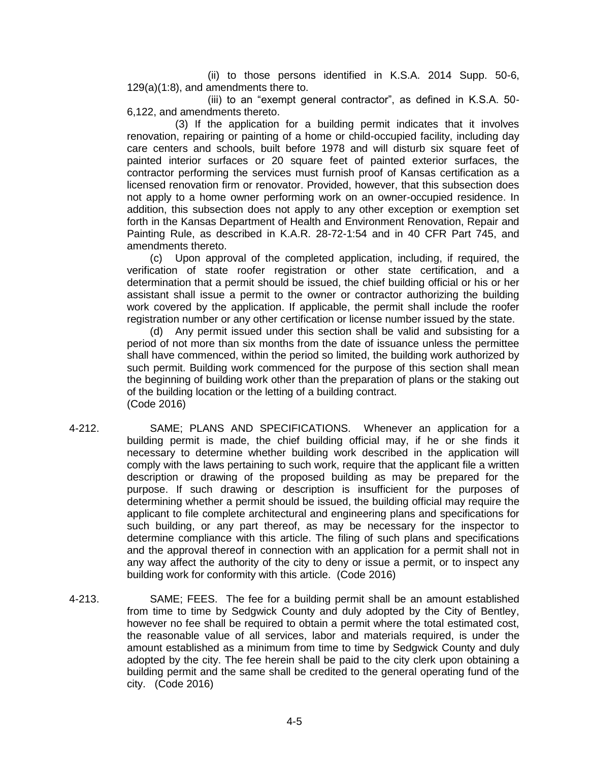(ii) to those persons identified in K.S.A. 2014 Supp. 50-6, 129(a)(1:8), and amendments there to.

(iii) to an "exempt general contractor", as defined in K.S.A. 50-6,122, and amendments thereto.

(3) If the application for a building permit indicates that it involves renovation, repairing or painting of a home or child-occupied facility, including day care centers and schools, built before 1978 and will disturb six square feet of painted interior surfaces or 20 square feet of painted exterior surfaces, the contractor performing the services must furnish proof of Kansas certification as a licensed renovation firm or renovator. Provided, however, that this subsection does not apply to a home owner performing work on an owner-occupied residence. In addition, this subsection does not apply to any other exception or exemption set forth in the Kansas Department of Health and Environment Renovation, Repair and Painting Rule, as described in K.A.R. 28-72-1:54 and in 40 CFR Part 745, and amendments thereto.

(c) Upon approval of the completed application, including, if required, the verification of state roofer registration or other state certification, and a determination that a permit should be issued, the chief building official or his or her assistant shall issue a permit to the owner or contractor authorizing the building work covered by the application. If applicable, the permit shall include the roofer registration number or any other certification or license number issued by the state.

(d) Any permit issued under this section shall be valid and subsisting for a period of not more than six months from the date of issuance unless the permittee shall have commenced, within the period so limited, the building work authorized by such permit. Building work commenced for the purpose of this section shall mean the beginning of building work other than the preparation of plans or the staking out of the building location or the letting of a building contract.
(Code 2016)

4-212. SAME; PLANS AND SPECIFICATIONS. Whenever an application for a building permit is made, the chief building official may, if he or she finds it necessary to determine whether building work described in the application will comply with the laws pertaining to such work, require that the applicant file a written description or drawing of the proposed building as may be prepared for the purpose. If such drawing or description is insufficient for the purposes of determining whether a permit should be issued, the building official may require the applicant to file complete architectural and engineering plans and specifications for such building, or any part thereof, as may be necessary for the inspector to determine compliance with this article. The filing of such plans and specifications and the approval thereof in connection with an application for a permit shall not in any way affect the authority of the city to deny or issue a permit, or to inspect any building work for conformity with this article. (Code 2016)

4-213. SAME; FEES. The fee for a building permit shall be an amount established from time to time by Sedgwick County and duly adopted by the City of Bentley, however no fee shall be required to obtain a permit where the total estimated cost, the reasonable value of all services, labor and materials required, is under the amount established as a minimum from time to time by Sedgwick County and duly adopted by the city. The fee herein shall be paid to the city clerk upon obtaining a building permit and the same shall be credited to the general operating fund of the city. (Code 2016)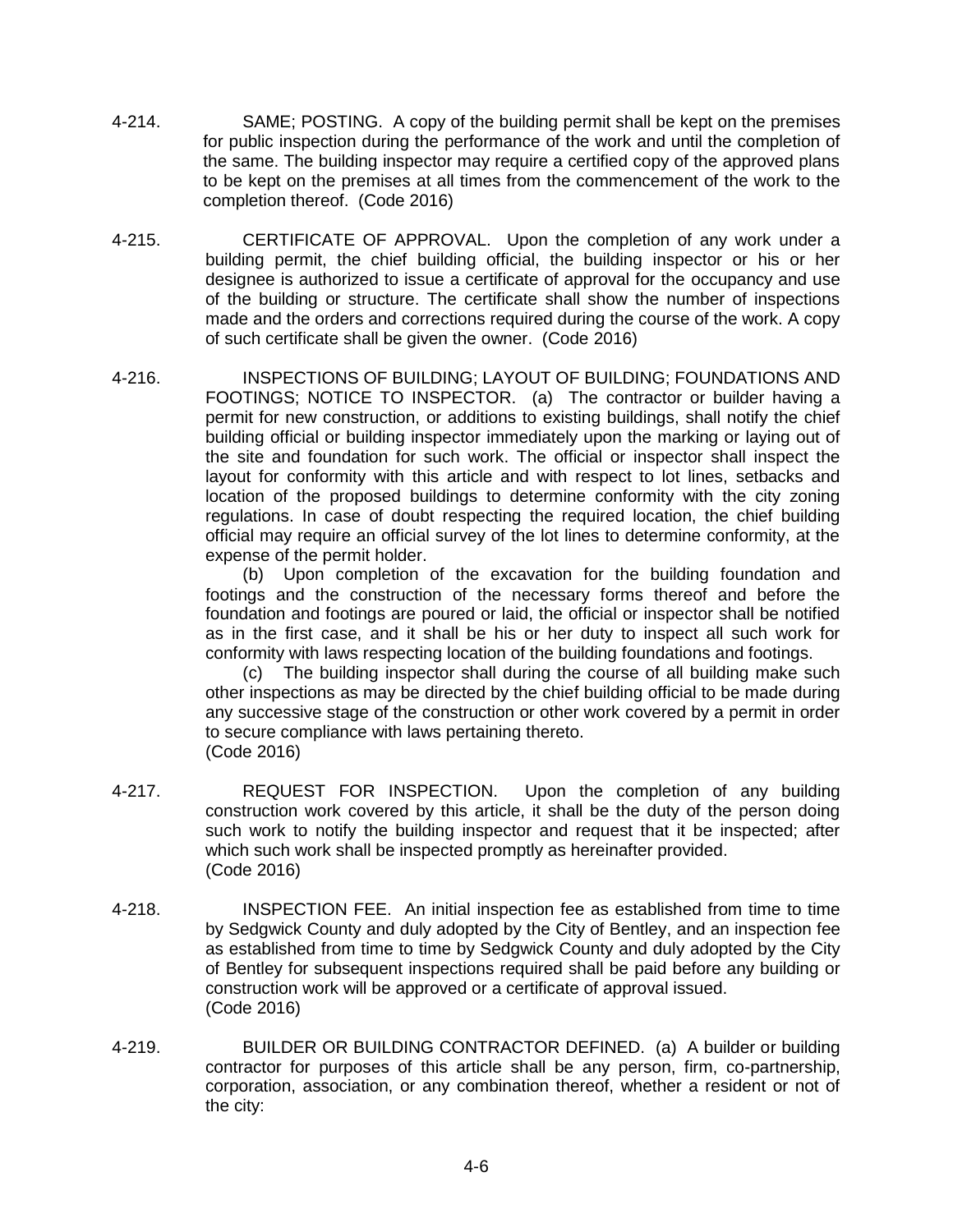4-214. SAME; POSTING. A copy of the building permit shall be kept on the premises for public inspection during the performance of the work and until the completion of the same. The building inspector may require a certified copy of the approved plans to be kept on the premises at all times from the commencement of the work to the completion thereof. (Code 2016)

4-215. CERTIFICATE OF APPROVAL. Upon the completion of any work under a building permit, the chief building official, the building inspector or his or her designee is authorized to issue a certificate of approval for the occupancy and use of the building or structure. The certificate shall show the number of inspections made and the orders and corrections required during the course of the work. A copy of such certificate shall be given the owner. (Code 2016)

4-216. INSPECTIONS OF BUILDING; LAYOUT OF BUILDING; FOUNDATIONS AND FOOTINGS; NOTICE TO INSPECTOR. (a) The contractor or builder having a permit for new construction, or additions to existing buildings, shall notify the chief building official or building inspector immediately upon the marking or laying out of the site and foundation for such work. The official or inspector shall inspect the layout for conformity with this article and with respect to lot lines, setbacks and location of the proposed buildings to determine conformity with the city zoning regulations. In case of doubt respecting the required location, the chief building official may require an official survey of the lot lines to determine conformity, at the expense of the permit holder.

(b) Upon completion of the excavation for the building foundation and footings and the construction of the necessary forms thereof and before the foundation and footings are poured or laid, the official or inspector shall be notified as in the first case, and it shall be his or her duty to inspect all such work for conformity with laws respecting location of the building foundations and footings.

(c) The building inspector shall during the course of all building make such other inspections as may be directed by the chief building official to be made during any successive stage of the construction or other work covered by a permit in order to secure compliance with laws pertaining thereto.
(Code 2016)

4-217. REQUEST FOR INSPECTION. Upon the completion of any building construction work covered by this article, it shall be the duty of the person doing such work to notify the building inspector and request that it be inspected; after which such work shall be inspected promptly as hereinafter provided.
(Code 2016)

4-218. INSPECTION FEE. An initial inspection fee as established from time to time by Sedgwick County and duly adopted by the City of Bentley, and an inspection fee as established from time to time by Sedgwick County and duly adopted by the City of Bentley for subsequent inspections required shall be paid before any building or construction work will be approved or a certificate of approval issued.
(Code 2016)

4-219. BUILDER OR BUILDING CONTRACTOR DEFINED. (a) A builder or building contractor for purposes of this article shall be any person, firm, co-partnership, corporation, association, or any combination thereof, whether a resident or not of the city: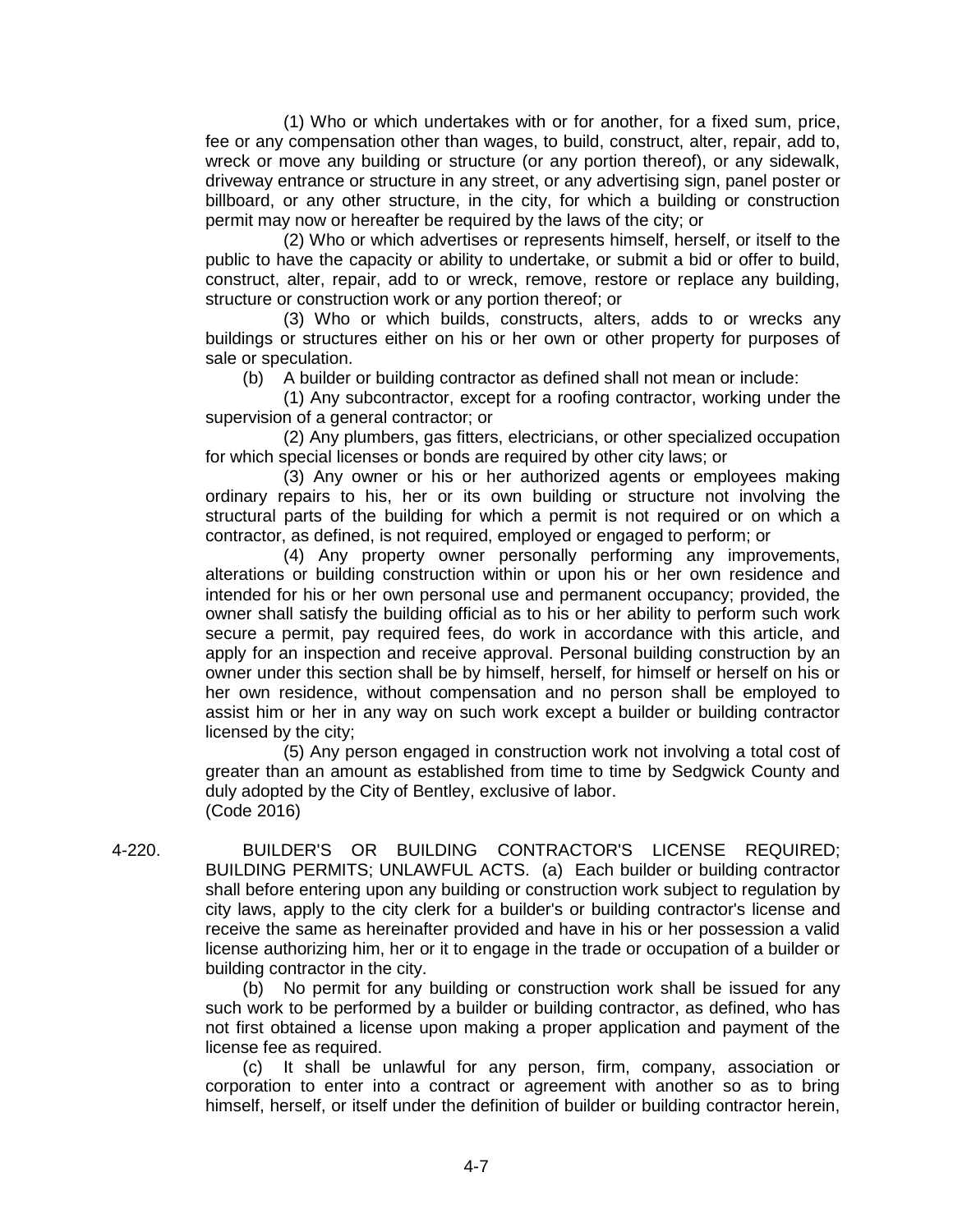(1) Who or which undertakes with or for another, for a fixed sum, price, fee or any compensation other than wages, to build, construct, alter, repair, add to, wreck or move any building or structure (or any portion thereof), or any sidewalk, driveway entrance or structure in any street, or any advertising sign, panel poster or billboard, or any other structure, in the city, for which a building or construction permit may now or hereafter be required by the laws of the city; or

(2) Who or which advertises or represents himself, herself, or itself to the public to have the capacity or ability to undertake, or submit a bid or offer to build, construct, alter, repair, add to or wreck, remove, restore or replace any building, structure or construction work or any portion thereof; or

(3) Who or which builds, constructs, alters, adds to or wrecks any buildings or structures either on his or her own or other property for purposes of sale or speculation.

(b) A builder or building contractor as defined shall not mean or include:

(1) Any subcontractor, except for a roofing contractor, working under the supervision of a general contractor; or

(2) Any plumbers, gas fitters, electricians, or other specialized occupation for which special licenses or bonds are required by other city laws; or

(3) Any owner or his or her authorized agents or employees making ordinary repairs to his, her or its own building or structure not involving the structural parts of the building for which a permit is not required or on which a contractor, as defined, is not required, employed or engaged to perform; or

(4) Any property owner personally performing any improvements, alterations or building construction within or upon his or her own residence and intended for his or her own personal use and permanent occupancy; provided, the owner shall satisfy the building official as to his or her ability to perform such work secure a permit, pay required fees, do work in accordance with this article, and apply for an inspection and receive approval. Personal building construction by an owner under this section shall be by himself, herself, for himself or herself on his or her own residence, without compensation and no person shall be employed to assist him or her in any way on such work except a builder or building contractor licensed by the city;

(5) Any person engaged in construction work not involving a total cost of greater than an amount as established from time to time by Sedgwick County and duly adopted by the City of Bentley, exclusive of labor.
(Code 2016)

4-220. BUILDER'S OR BUILDING CONTRACTOR'S LICENSE REQUIRED; BUILDING PERMITS; UNLAWFUL ACTS. (a) Each builder or building contractor shall before entering upon any building or construction work subject to regulation by city laws, apply to the city clerk for a builder's or building contractor's license and receive the same as hereinafter provided and have in his or her possession a valid license authorizing him, her or it to engage in the trade or occupation of a builder or building contractor in the city.

(b) No permit for any building or construction work shall be issued for any such work to be performed by a builder or building contractor, as defined, who has not first obtained a license upon making a proper application and payment of the license fee as required.

(c) It shall be unlawful for any person, firm, company, association or corporation to enter into a contract or agreement with another so as to bring himself, herself, or itself under the definition of builder or building contractor herein,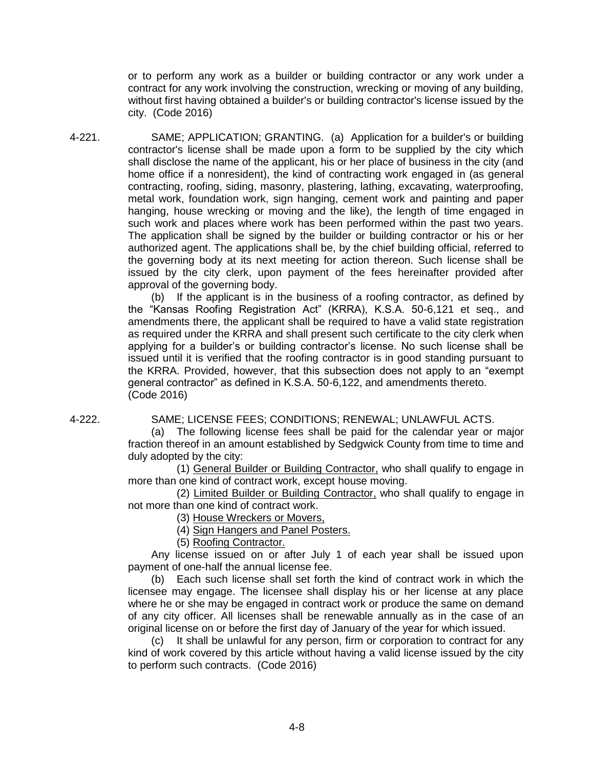or to perform any work as a builder or building contractor or any work under a contract for any work involving the construction, wrecking or moving of any building, without first having obtained a builder's or building contractor's license issued by the city. (Code 2016)

4-221. SAME; APPLICATION; GRANTING. (a) Application for a builder's or building contractor's license shall be made upon a form to be supplied by the city which shall disclose the name of the applicant, his or her place of business in the city (and home office if a nonresident), the kind of contracting work engaged in (as general contracting, roofing, siding, masonry, plastering, lathing, excavating, waterproofing, metal work, foundation work, sign hanging, cement work and painting and paper hanging, house wrecking or moving and the like), the length of time engaged in such work and places where work has been performed within the past two years. The application shall be signed by the builder or building contractor or his or her authorized agent. The applications shall be, by the chief building official, referred to the governing body at its next meeting for action thereon. Such license shall be issued by the city clerk, upon payment of the fees hereinafter provided after approval of the governing body.

(b) If the applicant is in the business of a roofing contractor, as defined by the "Kansas Roofing Registration Act" (KRRA), K.S.A. 50-6,121 et seq., and amendments there, the applicant shall be required to have a valid state registration as required under the KRRA and shall present such certificate to the city clerk when applying for a builder's or building contractor's license. No such license shall be issued until it is verified that the roofing contractor is in good standing pursuant to the KRRA. Provided, however, that this subsection does not apply to an "exempt general contractor" as defined in K.S.A. 50-6,122, and amendments thereto. (Code 2016)

4-222. SAME; LICENSE FEES; CONDITIONS; RENEWAL; UNLAWFUL ACTS.

(a) The following license fees shall be paid for the calendar year or major fraction thereof in an amount established by Sedgwick County from time to time and duly adopted by the city:

(1) General Builder or Building Contractor, who shall qualify to engage in more than one kind of contract work, except house moving.

(2) Limited Builder or Building Contractor, who shall qualify to engage in not more than one kind of contract work.

(3) House Wreckers or Movers,

(4) Sign Hangers and Panel Posters.

(5) Roofing Contractor.

Any license issued on or after July 1 of each year shall be issued upon payment of one-half the annual license fee.

(b) Each such license shall set forth the kind of contract work in which the licensee may engage. The licensee shall display his or her license at any place where he or she may be engaged in contract work or produce the same on demand of any city officer. All licenses shall be renewable annually as in the case of an original license on or before the first day of January of the year for which issued.

(c) It shall be unlawful for any person, firm or corporation to contract for any kind of work covered by this article without having a valid license issued by the city to perform such contracts. (Code 2016)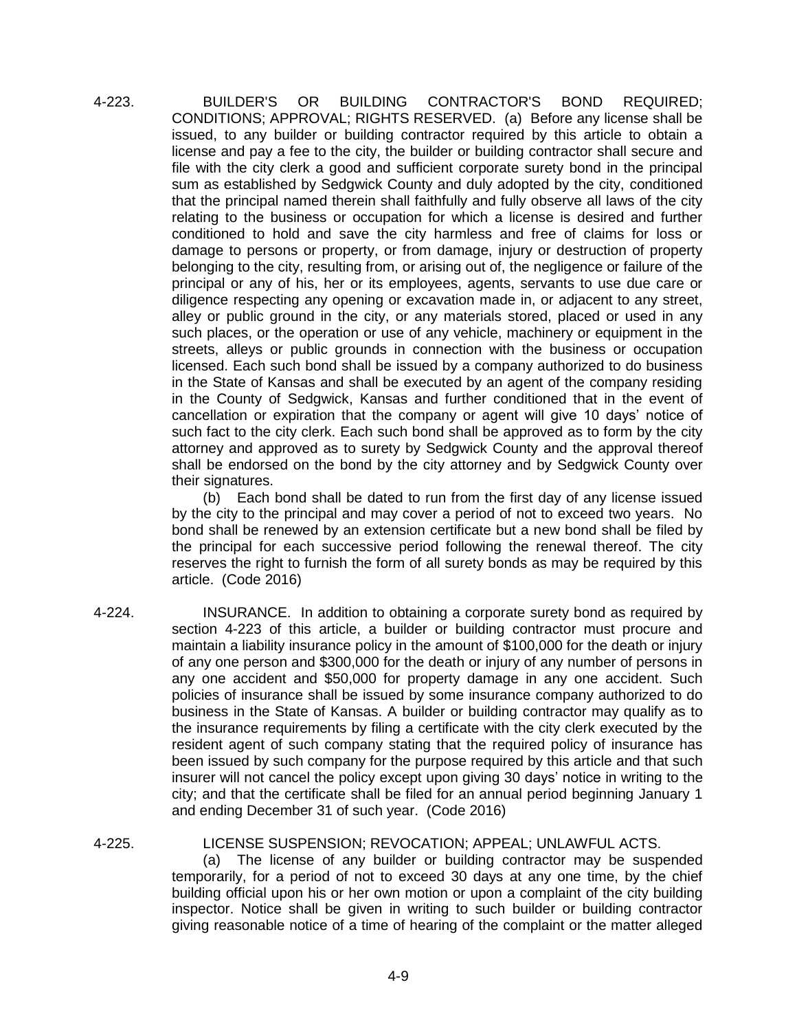4-223. BUILDER'S OR BUILDING CONTRACTOR'S BOND REQUIRED; CONDITIONS; APPROVAL; RIGHTS RESERVED. (a) Before any license shall be issued, to any builder or building contractor required by this article to obtain a license and pay a fee to the city, the builder or building contractor shall secure and file with the city clerk a good and sufficient corporate surety bond in the principal sum as established by Sedgwick County and duly adopted by the city, conditioned that the principal named therein shall faithfully and fully observe all laws of the city relating to the business or occupation for which a license is desired and further conditioned to hold and save the city harmless and free of claims for loss or damage to persons or property, or from damage, injury or destruction of property belonging to the city, resulting from, or arising out of, the negligence or failure of the principal or any of his, her or its employees, agents, servants to use due care or diligence respecting any opening or excavation made in, or adjacent to any street, alley or public ground in the city, or any materials stored, placed or used in any such places, or the operation or use of any vehicle, machinery or equipment in the streets, alleys or public grounds in connection with the business or occupation licensed. Each such bond shall be issued by a company authorized to do business in the State of Kansas and shall be executed by an agent of the company residing in the County of Sedgwick, Kansas and further conditioned that in the event of cancellation or expiration that the company or agent will give 10 days' notice of such fact to the city clerk. Each such bond shall be approved as to form by the city attorney and approved as to surety by Sedgwick County and the approval thereof shall be endorsed on the bond by the city attorney and by Sedgwick County over their signatures.

(b) Each bond shall be dated to run from the first day of any license issued by the city to the principal and may cover a period of not to exceed two years. No bond shall be renewed by an extension certificate but a new bond shall be filed by the principal for each successive period following the renewal thereof. The city reserves the right to furnish the form of all surety bonds as may be required by this article. (Code 2016)

4-224. INSURANCE. In addition to obtaining a corporate surety bond as required by section 4-223 of this article, a builder or building contractor must procure and maintain a liability insurance policy in the amount of $100,000 for the death or injury of any one person and $300,000 for the death or injury of any number of persons in any one accident and $50,000 for property damage in any one accident. Such policies of insurance shall be issued by some insurance company authorized to do business in the State of Kansas. A builder or building contractor may qualify as to the insurance requirements by filing a certificate with the city clerk executed by the resident agent of such company stating that the required policy of insurance has been issued by such company for the purpose required by this article and that such insurer will not cancel the policy except upon giving 30 days' notice in writing to the city; and that the certificate shall be filed for an annual period beginning January 1 and ending December 31 of such year. (Code 2016)

4-225. LICENSE SUSPENSION; REVOCATION; APPEAL; UNLAWFUL ACTS.

(a) The license of any builder or building contractor may be suspended temporarily, for a period of not to exceed 30 days at any one time, by the chief building official upon his or her own motion or upon a complaint of the city building inspector. Notice shall be given in writing to such builder or building contractor giving reasonable notice of a time of hearing of the complaint or the matter alleged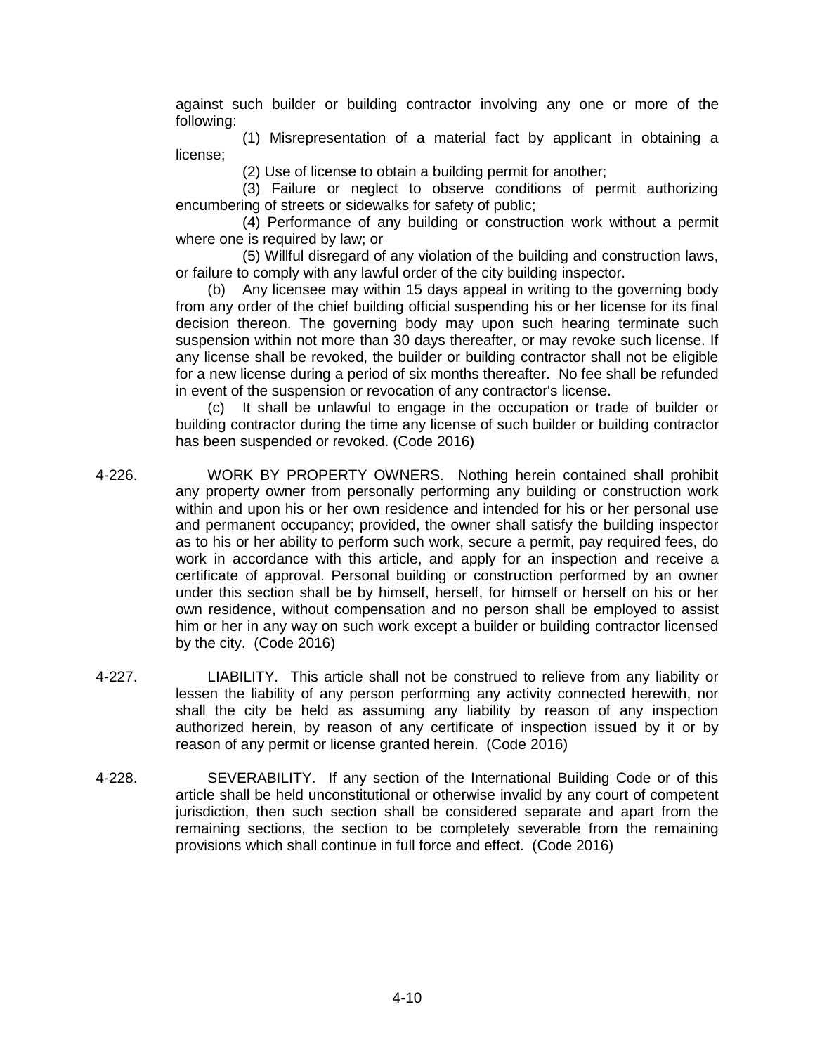against such builder or building contractor involving any one or more of the following:

(1) Misrepresentation of a material fact by applicant in obtaining a license;

(2) Use of license to obtain a building permit for another;

(3) Failure or neglect to observe conditions of permit authorizing encumbering of streets or sidewalks for safety of public;

(4) Performance of any building or construction work without a permit where one is required by law; or

(5) Willful disregard of any violation of the building and construction laws, or failure to comply with any lawful order of the city building inspector.

(b) Any licensee may within 15 days appeal in writing to the governing body from any order of the chief building official suspending his or her license for its final decision thereon. The governing body may upon such hearing terminate such suspension within not more than 30 days thereafter, or may revoke such license. If any license shall be revoked, the builder or building contractor shall not be eligible for a new license during a period of six months thereafter. No fee shall be refunded in event of the suspension or revocation of any contractor's license.

(c) It shall be unlawful to engage in the occupation or trade of builder or building contractor during the time any license of such builder or building contractor has been suspended or revoked. (Code 2016)

4-226. WORK BY PROPERTY OWNERS. Nothing herein contained shall prohibit any property owner from personally performing any building or construction work within and upon his or her own residence and intended for his or her personal use and permanent occupancy; provided, the owner shall satisfy the building inspector as to his or her ability to perform such work, secure a permit, pay required fees, do work in accordance with this article, and apply for an inspection and receive a certificate of approval. Personal building or construction performed by an owner under this section shall be by himself, herself, for himself or herself on his or her own residence, without compensation and no person shall be employed to assist him or her in any way on such work except a builder or building contractor licensed by the city. (Code 2016)

4-227. LIABILITY. This article shall not be construed to relieve from any liability or lessen the liability of any person performing any activity connected herewith, nor shall the city be held as assuming any liability by reason of any inspection authorized herein, by reason of any certificate of inspection issued by it or by reason of any permit or license granted herein. (Code 2016)

4-228. SEVERABILITY. If any section of the International Building Code or of this article shall be held unconstitutional or otherwise invalid by any court of competent jurisdiction, then such section shall be considered separate and apart from the remaining sections, the section to be completely severable from the remaining provisions which shall continue in full force and effect. (Code 2016)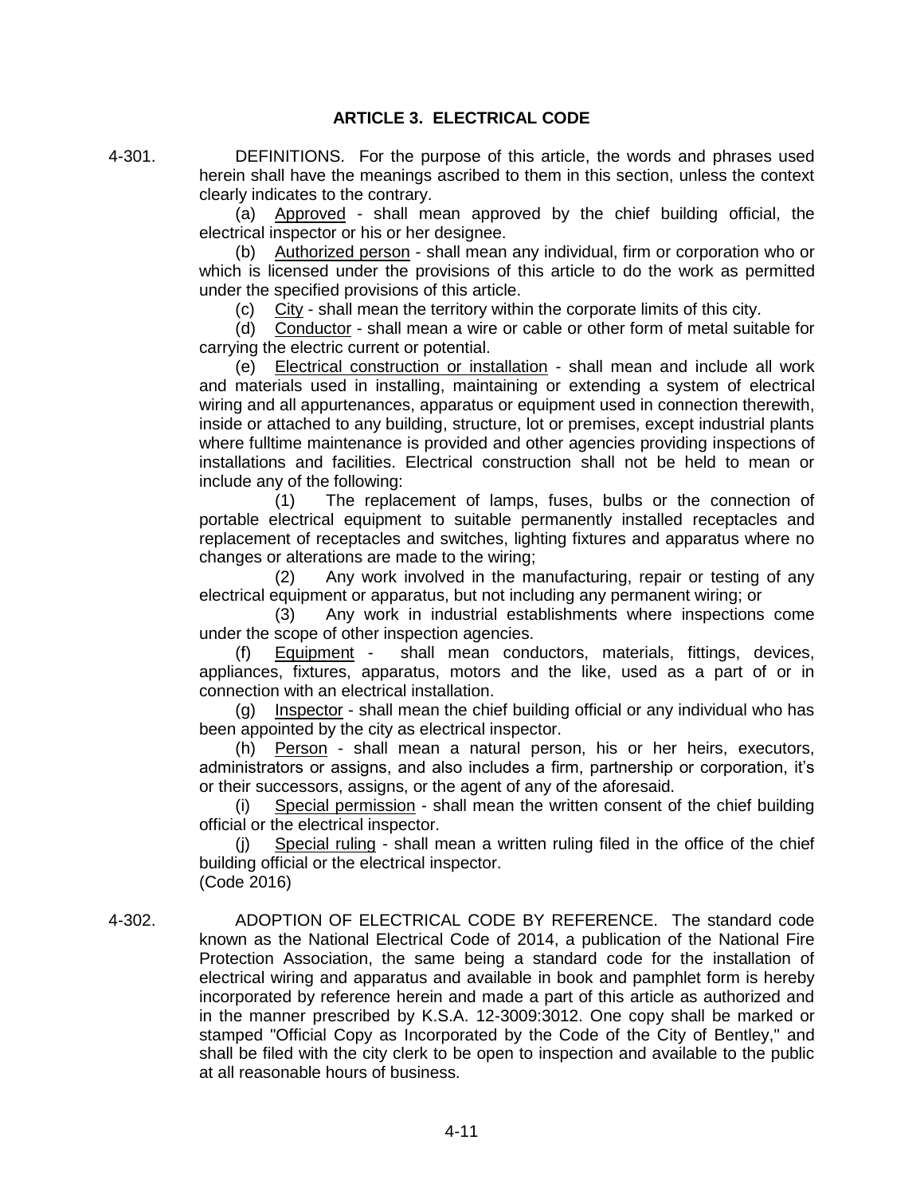## ARTICLE 3. ELECTRICAL CODE

4-301. DEFINITIONS. For the purpose of this article, the words and phrases used herein shall have the meanings ascribed to them in this section, unless the context clearly indicates to the contrary.

(a) Approved - shall mean approved by the chief building official, the electrical inspector or his or her designee.

(b) Authorized person - shall mean any individual, firm or corporation who or which is licensed under the provisions of this article to do the work as permitted under the specified provisions of this article.

(c) City - shall mean the territory within the corporate limits of this city.

(d) Conductor - shall mean a wire or cable or other form of metal suitable for carrying the electric current or potential.

(e) Electrical construction or installation - shall mean and include all work and materials used in installing, maintaining or extending a system of electrical wiring and all appurtenances, apparatus or equipment used in connection therewith, inside or attached to any building, structure, lot or premises, except industrial plants where fulltime maintenance is provided and other agencies providing inspections of installations and facilities. Electrical construction shall not be held to mean or include any of the following:

(1) The replacement of lamps, fuses, bulbs or the connection of portable electrical equipment to suitable permanently installed receptacles and replacement of receptacles and switches, lighting fixtures and apparatus where no changes or alterations are made to the wiring;

(2) Any work involved in the manufacturing, repair or testing of any electrical equipment or apparatus, but not including any permanent wiring; or

(3) Any work in industrial establishments where inspections come under the scope of other inspection agencies.

(f) Equipment - shall mean conductors, materials, fittings, devices, appliances, fixtures, apparatus, motors and the like, used as a part of or in connection with an electrical installation.

(g) Inspector - shall mean the chief building official or any individual who has been appointed by the city as electrical inspector.

(h) Person - shall mean a natural person, his or her heirs, executors, administrators or assigns, and also includes a firm, partnership or corporation, it's or their successors, assigns, or the agent of any of the aforesaid.

(i) Special permission - shall mean the written consent of the chief building official or the electrical inspector.

(j) Special ruling - shall mean a written ruling filed in the office of the chief building official or the electrical inspector.

(Code 2016)

4-302. ADOPTION OF ELECTRICAL CODE BY REFERENCE. The standard code known as the National Electrical Code of 2014, a publication of the National Fire Protection Association, the same being a standard code for the installation of electrical wiring and apparatus and available in book and pamphlet form is hereby incorporated by reference herein and made a part of this article as authorized and in the manner prescribed by K.S.A. 12-3009:3012. One copy shall be marked or stamped "Official Copy as Incorporated by the Code of the City of Bentley," and shall be filed with the city clerk to be open to inspection and available to the public at all reasonable hours of business.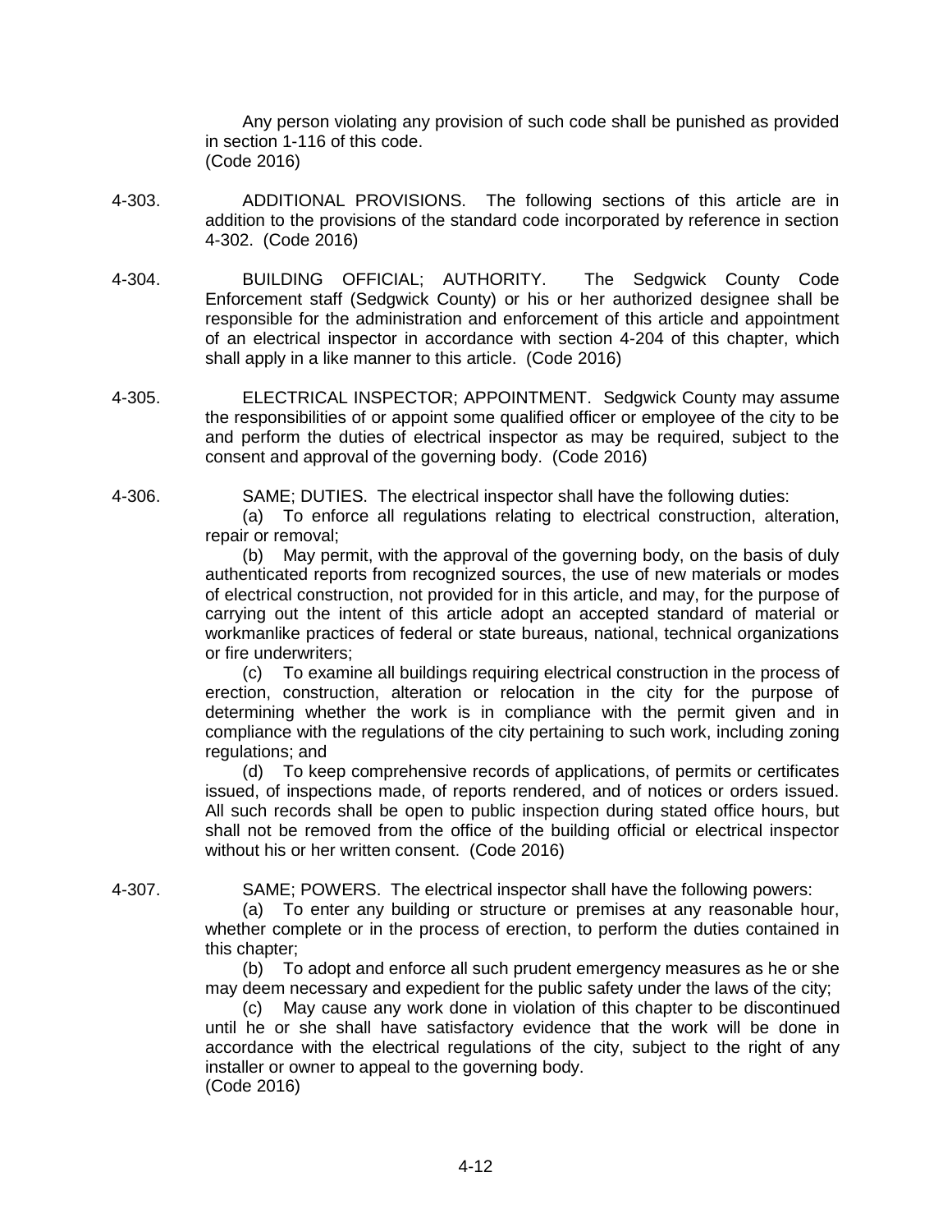Any person violating any provision of such code shall be punished as provided in section 1-116 of this code.
(Code 2016)

4-303. ADDITIONAL PROVISIONS. The following sections of this article are in addition to the provisions of the standard code incorporated by reference in section 4-302. (Code 2016)

4-304. BUILDING OFFICIAL; AUTHORITY. The Sedgwick County Code Enforcement staff (Sedgwick County) or his or her authorized designee shall be responsible for the administration and enforcement of this article and appointment of an electrical inspector in accordance with section 4-204 of this chapter, which shall apply in a like manner to this article. (Code 2016)

4-305. ELECTRICAL INSPECTOR; APPOINTMENT. Sedgwick County may assume the responsibilities of or appoint some qualified officer or employee of the city to be and perform the duties of electrical inspector as may be required, subject to the consent and approval of the governing body. (Code 2016)

4-306. SAME; DUTIES. The electrical inspector shall have the following duties:

(a) To enforce all regulations relating to electrical construction, alteration, repair or removal;

(b) May permit, with the approval of the governing body, on the basis of duly authenticated reports from recognized sources, the use of new materials or modes of electrical construction, not provided for in this article, and may, for the purpose of carrying out the intent of this article adopt an accepted standard of material or workmanlike practices of federal or state bureaus, national, technical organizations or fire underwriters;

(c) To examine all buildings requiring electrical construction in the process of erection, construction, alteration or relocation in the city for the purpose of determining whether the work is in compliance with the permit given and in compliance with the regulations of the city pertaining to such work, including zoning regulations; and

(d) To keep comprehensive records of applications, of permits or certificates issued, of inspections made, of reports rendered, and of notices or orders issued. All such records shall be open to public inspection during stated office hours, but shall not be removed from the office of the building official or electrical inspector without his or her written consent. (Code 2016)

4-307. SAME; POWERS. The electrical inspector shall have the following powers:

(a) To enter any building or structure or premises at any reasonable hour, whether complete or in the process of erection, to perform the duties contained in this chapter;

(b) To adopt and enforce all such prudent emergency measures as he or she may deem necessary and expedient for the public safety under the laws of the city;

(c) May cause any work done in violation of this chapter to be discontinued until he or she shall have satisfactory evidence that the work will be done in accordance with the electrical regulations of the city, subject to the right of any installer or owner to appeal to the governing body.
(Code 2016)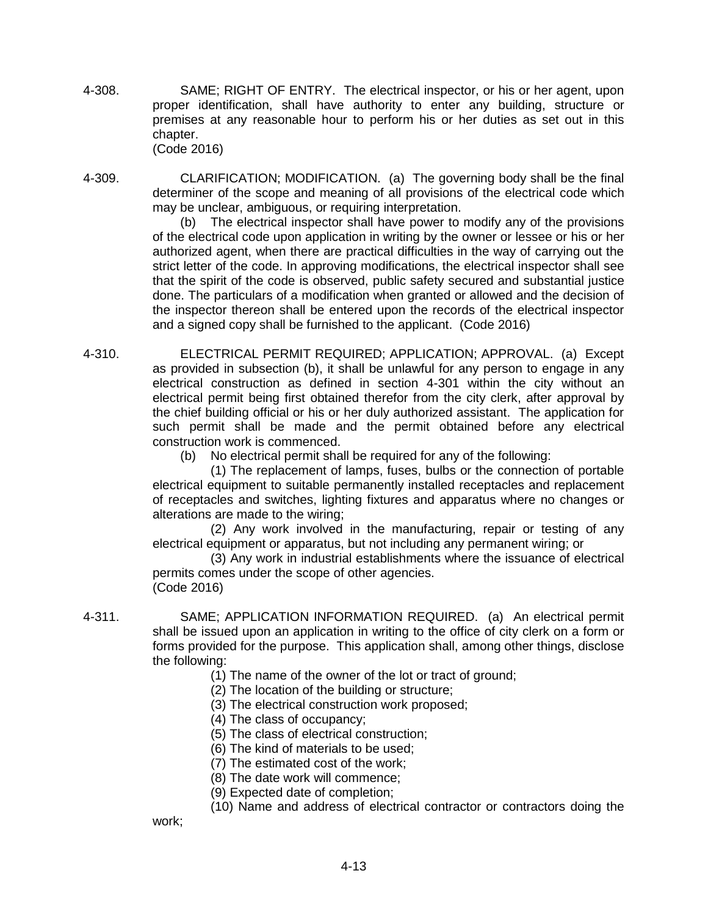4-308. SAME; RIGHT OF ENTRY. The electrical inspector, or his or her agent, upon proper identification, shall have authority to enter any building, structure or premises at any reasonable hour to perform his or her duties as set out in this chapter.
(Code 2016)

4-309. CLARIFICATION; MODIFICATION. (a) The governing body shall be the final determiner of the scope and meaning of all provisions of the electrical code which may be unclear, ambiguous, or requiring interpretation.

(b) The electrical inspector shall have power to modify any of the provisions of the electrical code upon application in writing by the owner or lessee or his or her authorized agent, when there are practical difficulties in the way of carrying out the strict letter of the code. In approving modifications, the electrical inspector shall see that the spirit of the code is observed, public safety secured and substantial justice done. The particulars of a modification when granted or allowed and the decision of the inspector thereon shall be entered upon the records of the electrical inspector and a signed copy shall be furnished to the applicant. (Code 2016)

4-310. ELECTRICAL PERMIT REQUIRED; APPLICATION; APPROVAL. (a) Except as provided in subsection (b), it shall be unlawful for any person to engage in any electrical construction as defined in section 4-301 within the city without an electrical permit being first obtained therefor from the city clerk, after approval by the chief building official or his or her duly authorized assistant. The application for such permit shall be made and the permit obtained before any electrical construction work is commenced.

(b) No electrical permit shall be required for any of the following:

(1) The replacement of lamps, fuses, bulbs or the connection of portable electrical equipment to suitable permanently installed receptacles and replacement of receptacles and switches, lighting fixtures and apparatus where no changes or alterations are made to the wiring;

(2) Any work involved in the manufacturing, repair or testing of any electrical equipment or apparatus, but not including any permanent wiring; or

(3) Any work in industrial establishments where the issuance of electrical permits comes under the scope of other agencies.
(Code 2016)

4-311. SAME; APPLICATION INFORMATION REQUIRED. (a) An electrical permit shall be issued upon an application in writing to the office of city clerk on a form or forms provided for the purpose. This application shall, among other things, disclose the following:

(1) The name of the owner of the lot or tract of ground;
(2) The location of the building or structure;
(3) The electrical construction work proposed;
(4) The class of occupancy;
(5) The class of electrical construction;
(6) The kind of materials to be used;
(7) The estimated cost of the work;
(8) The date work will commence;
(9) Expected date of completion;
(10) Name and address of electrical contractor or contractors doing the work;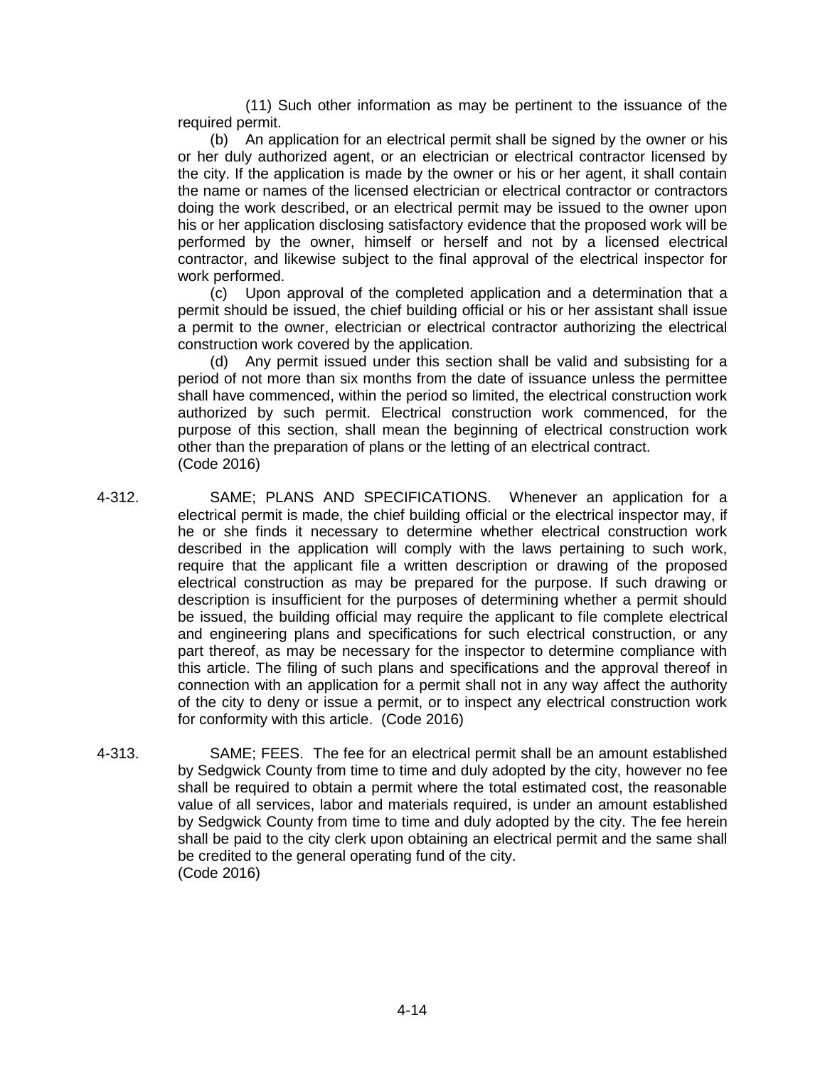(11) Such other information as may be pertinent to the issuance of the required permit.

(b) An application for an electrical permit shall be signed by the owner or his or her duly authorized agent, or an electrician or electrical contractor licensed by the city. If the application is made by the owner or his or her agent, it shall contain the name or names of the licensed electrician or electrical contractor or contractors doing the work described, or an electrical permit may be issued to the owner upon his or her application disclosing satisfactory evidence that the proposed work will be performed by the owner, himself or herself and not by a licensed electrical contractor, and likewise subject to the final approval of the electrical inspector for work performed.

(c) Upon approval of the completed application and a determination that a permit should be issued, the chief building official or his or her assistant shall issue a permit to the owner, electrician or electrical contractor authorizing the electrical construction work covered by the application.

(d) Any permit issued under this section shall be valid and subsisting for a period of not more than six months from the date of issuance unless the permittee shall have commenced, within the period so limited, the electrical construction work authorized by such permit. Electrical construction work commenced, for the purpose of this section, shall mean the beginning of electrical construction work other than the preparation of plans or the letting of an electrical contract.
(Code 2016)

4-312. SAME; PLANS AND SPECIFICATIONS. Whenever an application for a electrical permit is made, the chief building official or the electrical inspector may, if he or she finds it necessary to determine whether electrical construction work described in the application will comply with the laws pertaining to such work, require that the applicant file a written description or drawing of the proposed electrical construction as may be prepared for the purpose. If such drawing or description is insufficient for the purposes of determining whether a permit should be issued, the building official may require the applicant to file complete electrical and engineering plans and specifications for such electrical construction, or any part thereof, as may be necessary for the inspector to determine compliance with this article. The filing of such plans and specifications and the approval thereof in connection with an application for a permit shall not in any way affect the authority of the city to deny or issue a permit, or to inspect any electrical construction work for conformity with this article. (Code 2016)

4-313. SAME; FEES. The fee for an electrical permit shall be an amount established by Sedgwick County from time to time and duly adopted by the city, however no fee shall be required to obtain a permit where the total estimated cost, the reasonable value of all services, labor and materials required, is under an amount established by Sedgwick County from time to time and duly adopted by the city. The fee herein shall be paid to the city clerk upon obtaining an electrical permit and the same shall be credited to the general operating fund of the city.
(Code 2016)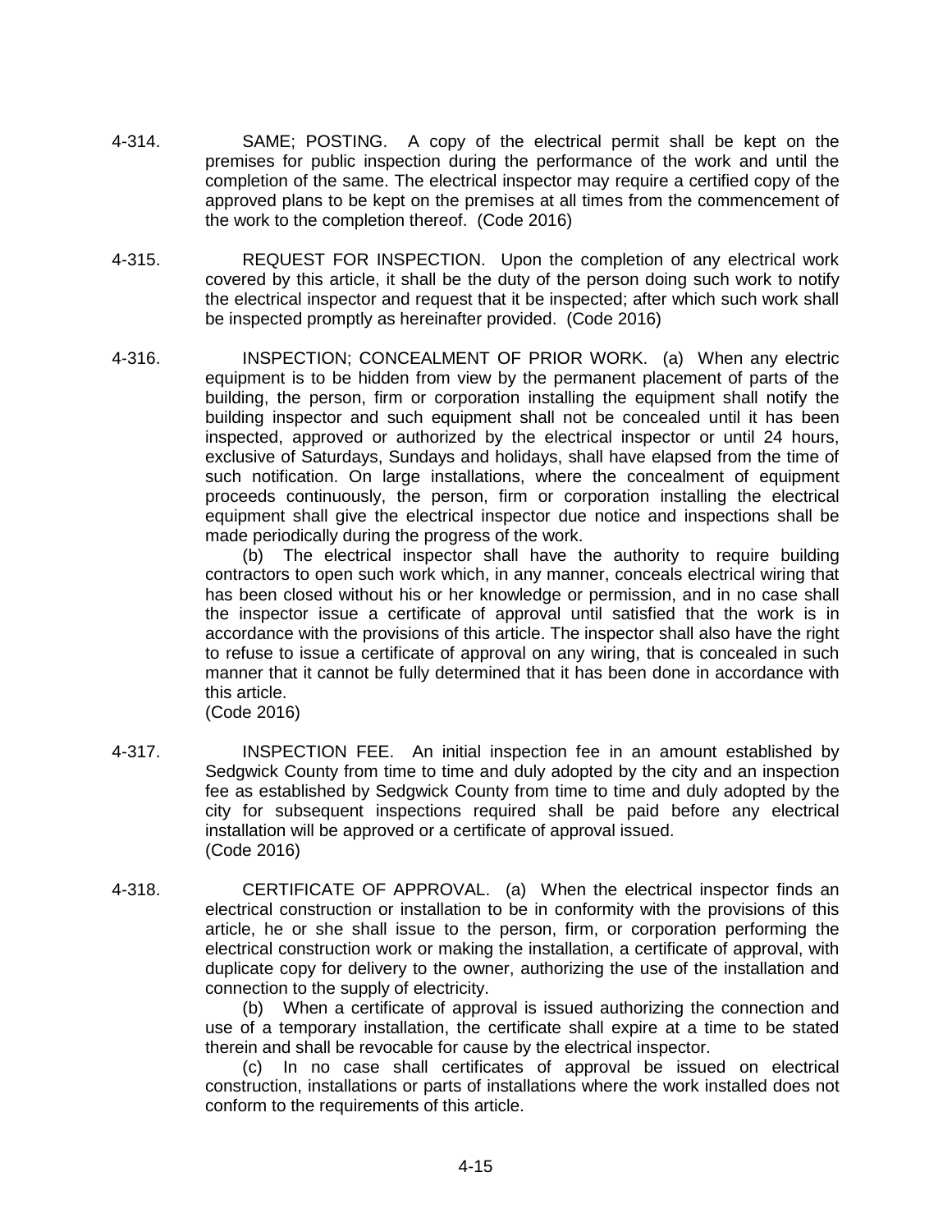4-314. SAME; POSTING. A copy of the electrical permit shall be kept on the premises for public inspection during the performance of the work and until the completion of the same. The electrical inspector may require a certified copy of the approved plans to be kept on the premises at all times from the commencement of the work to the completion thereof. (Code 2016)

4-315. REQUEST FOR INSPECTION. Upon the completion of any electrical work covered by this article, it shall be the duty of the person doing such work to notify the electrical inspector and request that it be inspected; after which such work shall be inspected promptly as hereinafter provided. (Code 2016)

4-316. INSPECTION; CONCEALMENT OF PRIOR WORK. (a) When any electric equipment is to be hidden from view by the permanent placement of parts of the building, the person, firm or corporation installing the equipment shall notify the building inspector and such equipment shall not be concealed until it has been inspected, approved or authorized by the electrical inspector or until 24 hours, exclusive of Saturdays, Sundays and holidays, shall have elapsed from the time of such notification. On large installations, where the concealment of equipment proceeds continuously, the person, firm or corporation installing the electrical equipment shall give the electrical inspector due notice and inspections shall be made periodically during the progress of the work.

(b) The electrical inspector shall have the authority to require building contractors to open such work which, in any manner, conceals electrical wiring that has been closed without his or her knowledge or permission, and in no case shall the inspector issue a certificate of approval until satisfied that the work is in accordance with the provisions of this article. The inspector shall also have the right to refuse to issue a certificate of approval on any wiring, that is concealed in such manner that it cannot be fully determined that it has been done in accordance with this article.
(Code 2016)

4-317. INSPECTION FEE. An initial inspection fee in an amount established by Sedgwick County from time to time and duly adopted by the city and an inspection fee as established by Sedgwick County from time to time and duly adopted by the city for subsequent inspections required shall be paid before any electrical installation will be approved or a certificate of approval issued.
(Code 2016)

4-318. CERTIFICATE OF APPROVAL. (a) When the electrical inspector finds an electrical construction or installation to be in conformity with the provisions of this article, he or she shall issue to the person, firm, or corporation performing the electrical construction work or making the installation, a certificate of approval, with duplicate copy for delivery to the owner, authorizing the use of the installation and connection to the supply of electricity.

(b) When a certificate of approval is issued authorizing the connection and use of a temporary installation, the certificate shall expire at a time to be stated therein and shall be revocable for cause by the electrical inspector.

(c) In no case shall certificates of approval be issued on electrical construction, installations or parts of installations where the work installed does not conform to the requirements of this article.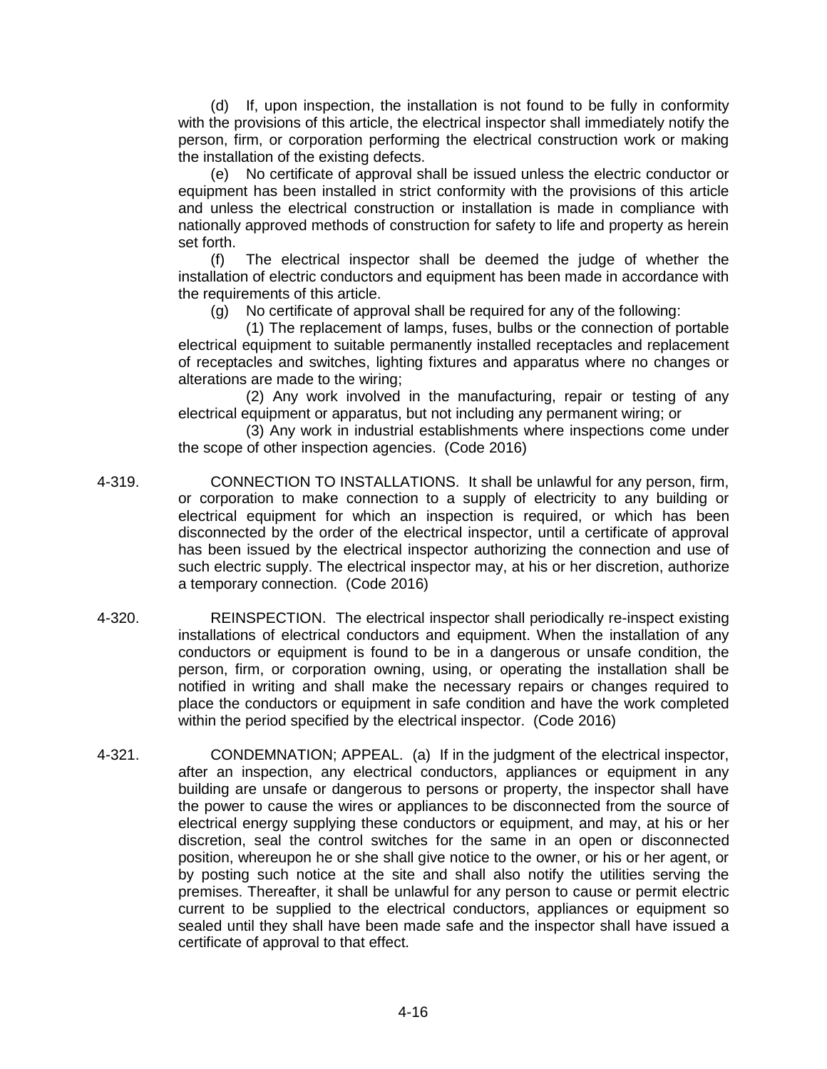(d) If, upon inspection, the installation is not found to be fully in conformity with the provisions of this article, the electrical inspector shall immediately notify the person, firm, or corporation performing the electrical construction work or making the installation of the existing defects.

(e) No certificate of approval shall be issued unless the electric conductor or equipment has been installed in strict conformity with the provisions of this article and unless the electrical construction or installation is made in compliance with nationally approved methods of construction for safety to life and property as herein set forth.

(f) The electrical inspector shall be deemed the judge of whether the installation of electric conductors and equipment has been made in accordance with the requirements of this article.

(g) No certificate of approval shall be required for any of the following:

(1) The replacement of lamps, fuses, bulbs or the connection of portable electrical equipment to suitable permanently installed receptacles and replacement of receptacles and switches, lighting fixtures and apparatus where no changes or alterations are made to the wiring;

(2) Any work involved in the manufacturing, repair or testing of any electrical equipment or apparatus, but not including any permanent wiring; or

(3) Any work in industrial establishments where inspections come under the scope of other inspection agencies. (Code 2016)

4-319. CONNECTION TO INSTALLATIONS. It shall be unlawful for any person, firm, or corporation to make connection to a supply of electricity to any building or electrical equipment for which an inspection is required, or which has been disconnected by the order of the electrical inspector, until a certificate of approval has been issued by the electrical inspector authorizing the connection and use of such electric supply. The electrical inspector may, at his or her discretion, authorize a temporary connection. (Code 2016)

4-320. REINSPECTION. The electrical inspector shall periodically re-inspect existing installations of electrical conductors and equipment. When the installation of any conductors or equipment is found to be in a dangerous or unsafe condition, the person, firm, or corporation owning, using, or operating the installation shall be notified in writing and shall make the necessary repairs or changes required to place the conductors or equipment in safe condition and have the work completed within the period specified by the electrical inspector. (Code 2016)

4-321. CONDEMNATION; APPEAL. (a) If in the judgment of the electrical inspector, after an inspection, any electrical conductors, appliances or equipment in any building are unsafe or dangerous to persons or property, the inspector shall have the power to cause the wires or appliances to be disconnected from the source of electrical energy supplying these conductors or equipment, and may, at his or her discretion, seal the control switches for the same in an open or disconnected position, whereupon he or she shall give notice to the owner, or his or her agent, or by posting such notice at the site and shall also notify the utilities serving the premises. Thereafter, it shall be unlawful for any person to cause or permit electric current to be supplied to the electrical conductors, appliances or equipment so sealed until they shall have been made safe and the inspector shall have issued a certificate of approval to that effect.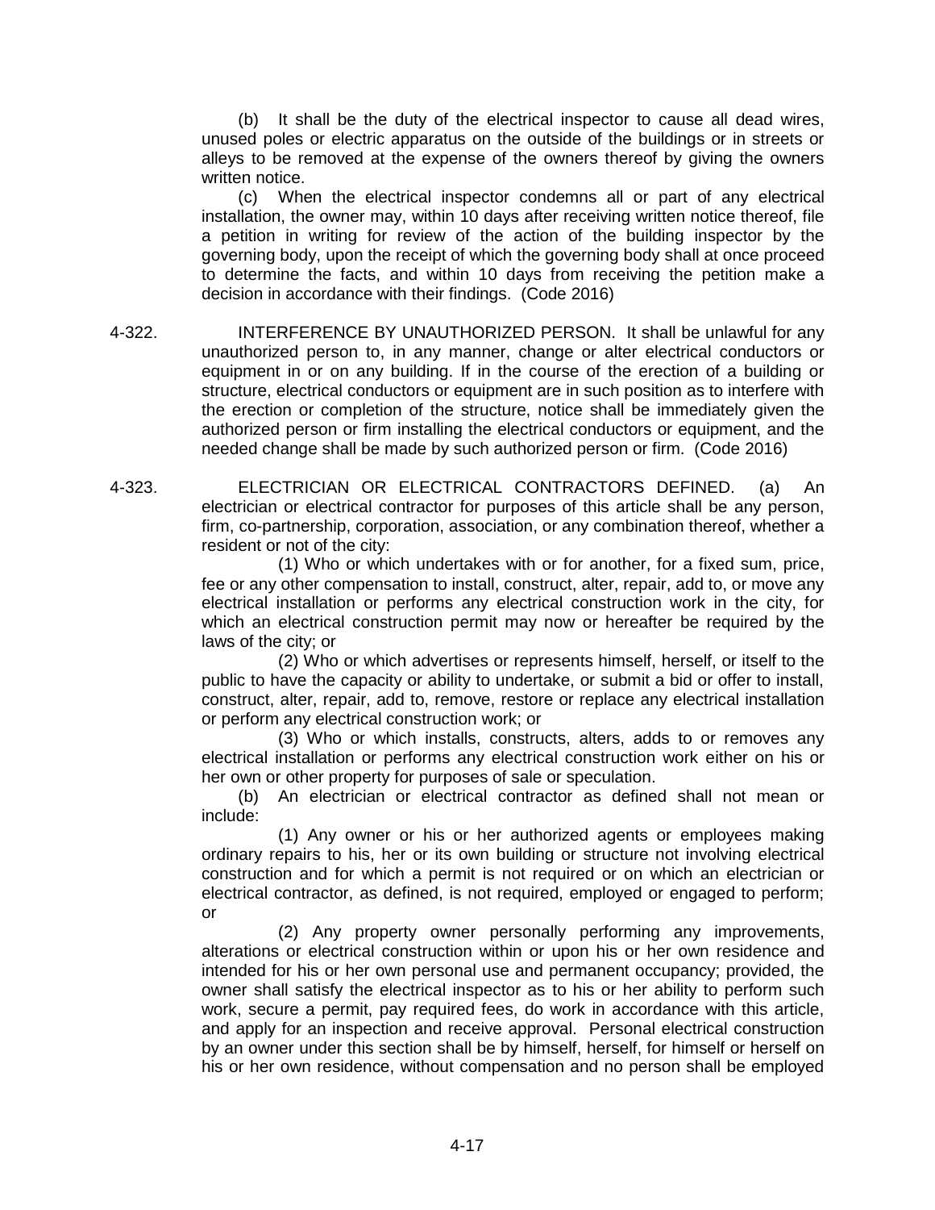(b) It shall be the duty of the electrical inspector to cause all dead wires, unused poles or electric apparatus on the outside of the buildings or in streets or alleys to be removed at the expense of the owners thereof by giving the owners written notice.

(c) When the electrical inspector condemns all or part of any electrical installation, the owner may, within 10 days after receiving written notice thereof, file a petition in writing for review of the action of the building inspector by the governing body, upon the receipt of which the governing body shall at once proceed to determine the facts, and within 10 days from receiving the petition make a decision in accordance with their findings. (Code 2016)

4-322. INTERFERENCE BY UNAUTHORIZED PERSON. It shall be unlawful for any unauthorized person to, in any manner, change or alter electrical conductors or equipment in or on any building. If in the course of the erection of a building or structure, electrical conductors or equipment are in such position as to interfere with the erection or completion of the structure, notice shall be immediately given the authorized person or firm installing the electrical conductors or equipment, and the needed change shall be made by such authorized person or firm. (Code 2016)

4-323. ELECTRICIAN OR ELECTRICAL CONTRACTORS DEFINED. (a) An electrician or electrical contractor for purposes of this article shall be any person, firm, co-partnership, corporation, association, or any combination thereof, whether a resident or not of the city:

(1) Who or which undertakes with or for another, for a fixed sum, price, fee or any other compensation to install, construct, alter, repair, add to, or move any electrical installation or performs any electrical construction work in the city, for which an electrical construction permit may now or hereafter be required by the laws of the city; or

(2) Who or which advertises or represents himself, herself, or itself to the public to have the capacity or ability to undertake, or submit a bid or offer to install, construct, alter, repair, add to, remove, restore or replace any electrical installation or perform any electrical construction work; or

(3) Who or which installs, constructs, alters, adds to or removes any electrical installation or performs any electrical construction work either on his or her own or other property for purposes of sale or speculation.

(b) An electrician or electrical contractor as defined shall not mean or include:

(1) Any owner or his or her authorized agents or employees making ordinary repairs to his, her or its own building or structure not involving electrical construction and for which a permit is not required or on which an electrician or electrical contractor, as defined, is not required, employed or engaged to perform; or

(2) Any property owner personally performing any improvements, alterations or electrical construction within or upon his or her own residence and intended for his or her own personal use and permanent occupancy; provided, the owner shall satisfy the electrical inspector as to his or her ability to perform such work, secure a permit, pay required fees, do work in accordance with this article, and apply for an inspection and receive approval. Personal electrical construction by an owner under this section shall be by himself, herself, for himself or herself on his or her own residence, without compensation and no person shall be employed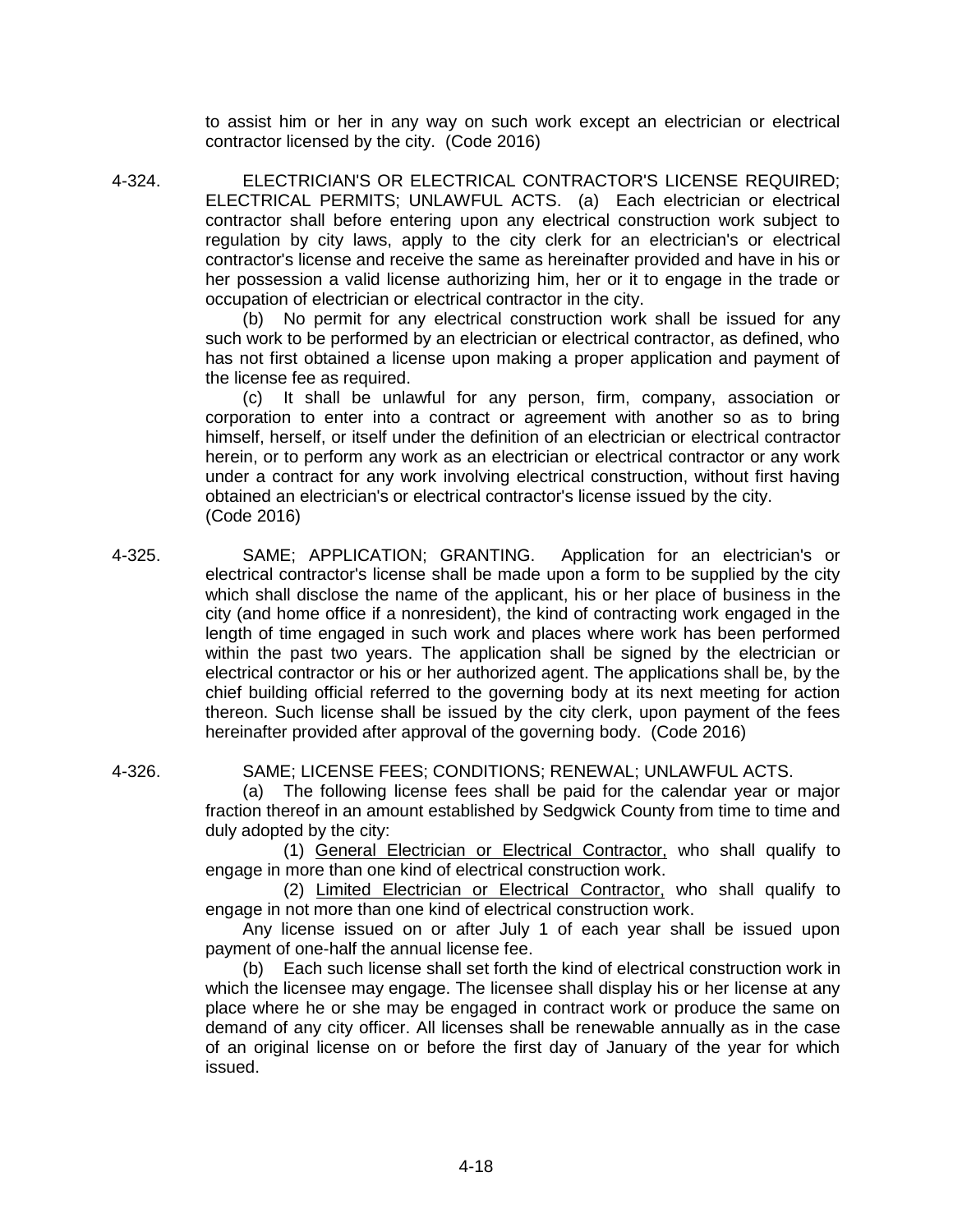to assist him or her in any way on such work except an electrician or electrical contractor licensed by the city. (Code 2016)

4-324. ELECTRICIAN'S OR ELECTRICAL CONTRACTOR'S LICENSE REQUIRED; ELECTRICAL PERMITS; UNLAWFUL ACTS. (a) Each electrician or electrical contractor shall before entering upon any electrical construction work subject to regulation by city laws, apply to the city clerk for an electrician's or electrical contractor's license and receive the same as hereinafter provided and have in his or her possession a valid license authorizing him, her or it to engage in the trade or occupation of electrician or electrical contractor in the city.

(b) No permit for any electrical construction work shall be issued for any such work to be performed by an electrician or electrical contractor, as defined, who has not first obtained a license upon making a proper application and payment of the license fee as required.

(c) It shall be unlawful for any person, firm, company, association or corporation to enter into a contract or agreement with another so as to bring himself, herself, or itself under the definition of an electrician or electrical contractor herein, or to perform any work as an electrician or electrical contractor or any work under a contract for any work involving electrical construction, without first having obtained an electrician's or electrical contractor's license issued by the city. (Code 2016)

4-325. SAME; APPLICATION; GRANTING. Application for an electrician's or electrical contractor's license shall be made upon a form to be supplied by the city which shall disclose the name of the applicant, his or her place of business in the city (and home office if a nonresident), the kind of contracting work engaged in the length of time engaged in such work and places where work has been performed within the past two years. The application shall be signed by the electrician or electrical contractor or his or her authorized agent. The applications shall be, by the chief building official referred to the governing body at its next meeting for action thereon. Such license shall be issued by the city clerk, upon payment of the fees hereinafter provided after approval of the governing body. (Code 2016)

4-326. SAME; LICENSE FEES; CONDITIONS; RENEWAL; UNLAWFUL ACTS.

(a) The following license fees shall be paid for the calendar year or major fraction thereof in an amount established by Sedgwick County from time to time and duly adopted by the city:

(1) <u>General Electrician or Electrical Contractor,</u> who shall qualify to engage in more than one kind of electrical construction work.

(2) <u>Limited Electrician or Electrical Contractor,</u> who shall qualify to engage in not more than one kind of electrical construction work.

Any license issued on or after July 1 of each year shall be issued upon payment of one-half the annual license fee.

(b) Each such license shall set forth the kind of electrical construction work in which the licensee may engage. The licensee shall display his or her license at any place where he or she may be engaged in contract work or produce the same on demand of any city officer. All licenses shall be renewable annually as in the case of an original license on or before the first day of January of the year for which issued.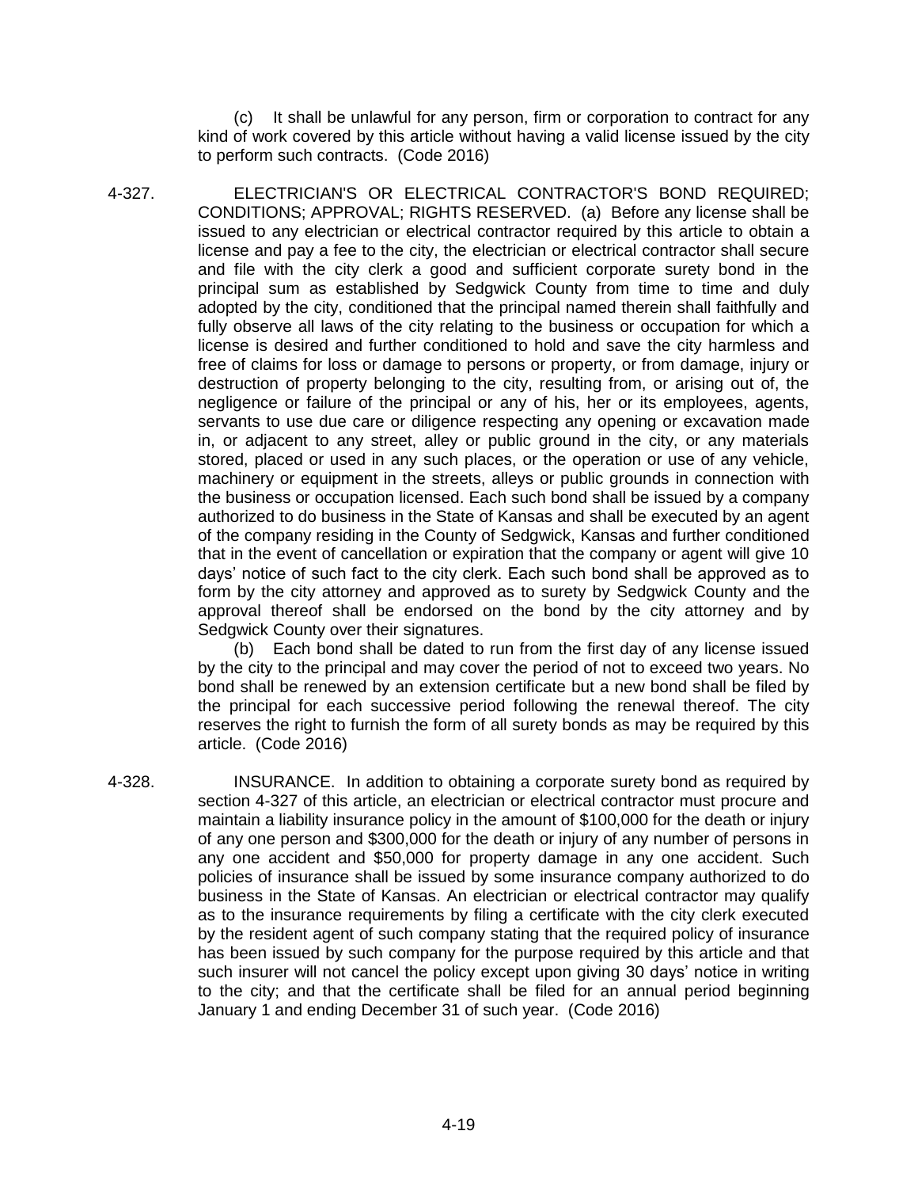(c) It shall be unlawful for any person, firm or corporation to contract for any kind of work covered by this article without having a valid license issued by the city to perform such contracts. (Code 2016)

4-327. ELECTRICIAN'S OR ELECTRICAL CONTRACTOR'S BOND REQUIRED; CONDITIONS; APPROVAL; RIGHTS RESERVED. (a) Before any license shall be issued to any electrician or electrical contractor required by this article to obtain a license and pay a fee to the city, the electrician or electrical contractor shall secure and file with the city clerk a good and sufficient corporate surety bond in the principal sum as established by Sedgwick County from time to time and duly adopted by the city, conditioned that the principal named therein shall faithfully and fully observe all laws of the city relating to the business or occupation for which a license is desired and further conditioned to hold and save the city harmless and free of claims for loss or damage to persons or property, or from damage, injury or destruction of property belonging to the city, resulting from, or arising out of, the negligence or failure of the principal or any of his, her or its employees, agents, servants to use due care or diligence respecting any opening or excavation made in, or adjacent to any street, alley or public ground in the city, or any materials stored, placed or used in any such places, or the operation or use of any vehicle, machinery or equipment in the streets, alleys or public grounds in connection with the business or occupation licensed. Each such bond shall be issued by a company authorized to do business in the State of Kansas and shall be executed by an agent of the company residing in the County of Sedgwick, Kansas and further conditioned that in the event of cancellation or expiration that the company or agent will give 10 days' notice of such fact to the city clerk. Each such bond shall be approved as to form by the city attorney and approved as to surety by Sedgwick County and the approval thereof shall be endorsed on the bond by the city attorney and by Sedgwick County over their signatures.

(b) Each bond shall be dated to run from the first day of any license issued by the city to the principal and may cover the period of not to exceed two years. No bond shall be renewed by an extension certificate but a new bond shall be filed by the principal for each successive period following the renewal thereof. The city reserves the right to furnish the form of all surety bonds as may be required by this article. (Code 2016)

4-328. INSURANCE. In addition to obtaining a corporate surety bond as required by section 4-327 of this article, an electrician or electrical contractor must procure and maintain a liability insurance policy in the amount of $100,000 for the death or injury of any one person and $300,000 for the death or injury of any number of persons in any one accident and $50,000 for property damage in any one accident. Such policies of insurance shall be issued by some insurance company authorized to do business in the State of Kansas. An electrician or electrical contractor may qualify as to the insurance requirements by filing a certificate with the city clerk executed by the resident agent of such company stating that the required policy of insurance has been issued by such company for the purpose required by this article and that such insurer will not cancel the policy except upon giving 30 days' notice in writing to the city; and that the certificate shall be filed for an annual period beginning January 1 and ending December 31 of such year. (Code 2016)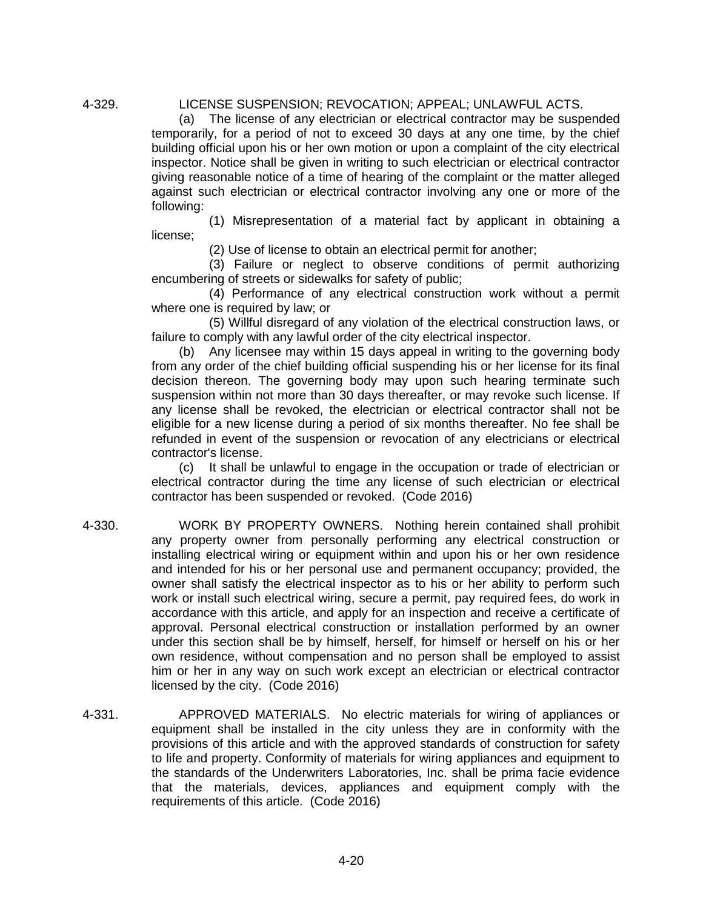**4-329. LICENSE SUSPENSION; REVOCATION; APPEAL; UNLAWFUL ACTS.**

(a) The license of any electrician or electrical contractor may be suspended temporarily, for a period of not to exceed 30 days at any one time, by the chief building official upon his or her own motion or upon a complaint of the city electrical inspector. Notice shall be given in writing to such electrician or electrical contractor giving reasonable notice of a time of hearing of the complaint or the matter alleged against such electrician or electrical contractor involving any one or more of the following:

(1) Misrepresentation of a material fact by applicant in obtaining a license;

(2) Use of license to obtain an electrical permit for another;

(3) Failure or neglect to observe conditions of permit authorizing encumbering of streets or sidewalks for safety of public;

(4) Performance of any electrical construction work without a permit where one is required by law; or

(5) Willful disregard of any violation of the electrical construction laws, or failure to comply with any lawful order of the city electrical inspector.

(b) Any licensee may within 15 days appeal in writing to the governing body from any order of the chief building official suspending his or her license for its final decision thereon. The governing body may upon such hearing terminate such suspension within not more than 30 days thereafter, or may revoke such license. If any license shall be revoked, the electrician or electrical contractor shall not be eligible for a new license during a period of six months thereafter. No fee shall be refunded in event of the suspension or revocation of any electricians or electrical contractor's license.

(c) It shall be unlawful to engage in the occupation or trade of electrician or electrical contractor during the time any license of such electrician or electrical contractor has been suspended or revoked. (Code 2016)

**4-330. WORK BY PROPERTY OWNERS.** Nothing herein contained shall prohibit any property owner from personally performing any electrical construction or installing electrical wiring or equipment within and upon his or her own residence and intended for his or her personal use and permanent occupancy; provided, the owner shall satisfy the electrical inspector as to his or her ability to perform such work or install such electrical wiring, secure a permit, pay required fees, do work in accordance with this article, and apply for an inspection and receive a certificate of approval. Personal electrical construction or installation performed by an owner under this section shall be by himself, herself, for himself or herself on his or her own residence, without compensation and no person shall be employed to assist him or her in any way on such work except an electrician or electrical contractor licensed by the city. (Code 2016)

**4-331. APPROVED MATERIALS.** No electric materials for wiring of appliances or equipment shall be installed in the city unless they are in conformity with the provisions of this article and with the approved standards of construction for safety to life and property. Conformity of materials for wiring appliances and equipment to the standards of the Underwriters Laboratories, Inc. shall be prima facie evidence that the materials, devices, appliances and equipment comply with the requirements of this article. (Code 2016)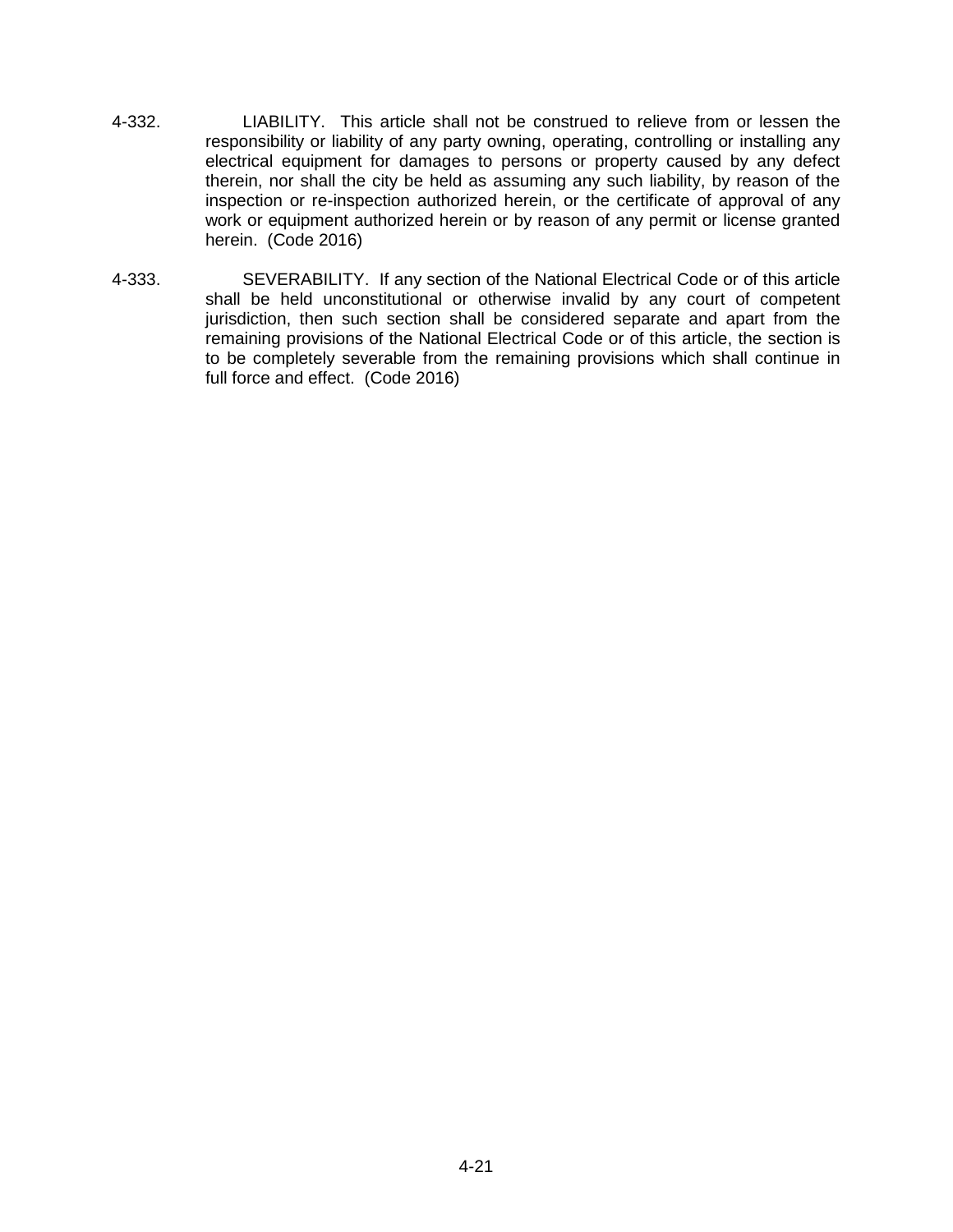4-332. LIABILITY. This article shall not be construed to relieve from or lessen the responsibility or liability of any party owning, operating, controlling or installing any electrical equipment for damages to persons or property caused by any defect therein, nor shall the city be held as assuming any such liability, by reason of the inspection or re-inspection authorized herein, or the certificate of approval of any work or equipment authorized herein or by reason of any permit or license granted herein. (Code 2016)

4-333. SEVERABILITY. If any section of the National Electrical Code or of this article shall be held unconstitutional or otherwise invalid by any court of competent jurisdiction, then such section shall be considered separate and apart from the remaining provisions of the National Electrical Code or of this article, the section is to be completely severable from the remaining provisions which shall continue in full force and effect. (Code 2016)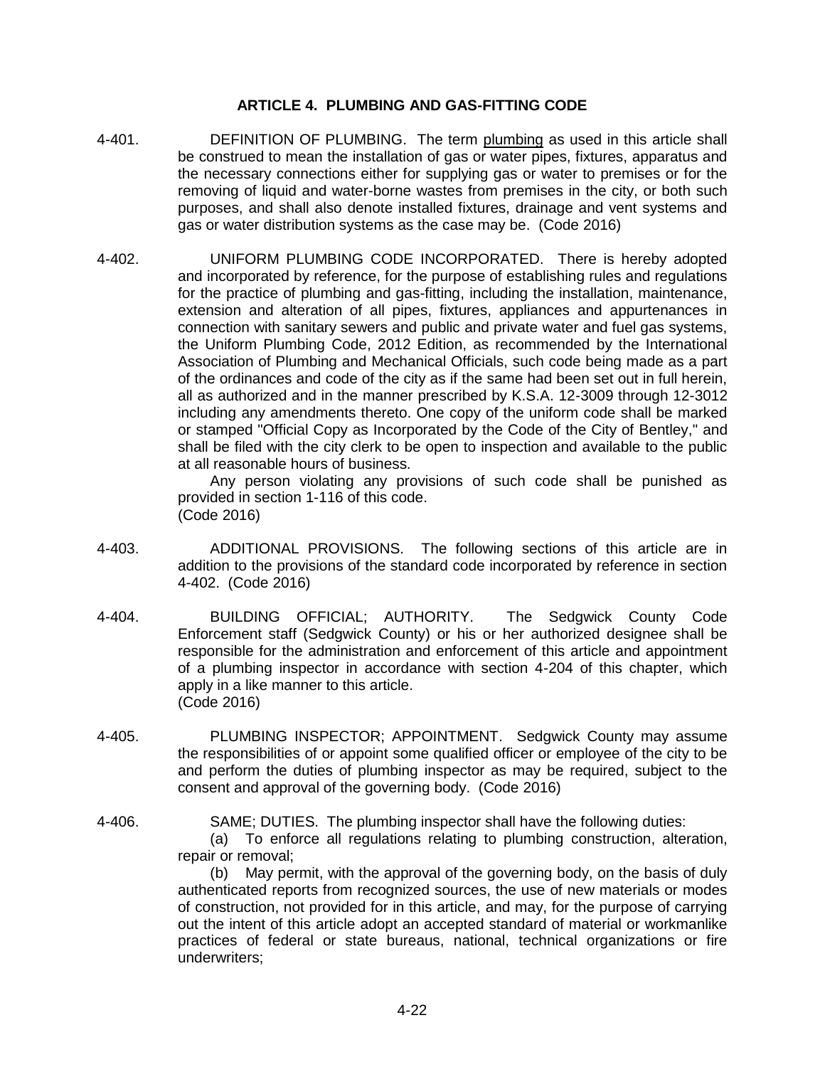## ARTICLE 4. PLUMBING AND GAS-FITTING CODE

4-401. DEFINITION OF PLUMBING. The term plumbing as used in this article shall be construed to mean the installation of gas or water pipes, fixtures, apparatus and the necessary connections either for supplying gas or water to premises or for the removing of liquid and water-borne wastes from premises in the city, or both such purposes, and shall also denote installed fixtures, drainage and vent systems and gas or water distribution systems as the case may be. (Code 2016)

4-402. UNIFORM PLUMBING CODE INCORPORATED. There is hereby adopted and incorporated by reference, for the purpose of establishing rules and regulations for the practice of plumbing and gas-fitting, including the installation, maintenance, extension and alteration of all pipes, fixtures, appliances and appurtenances in connection with sanitary sewers and public and private water and fuel gas systems, the Uniform Plumbing Code, 2012 Edition, as recommended by the International Association of Plumbing and Mechanical Officials, such code being made as a part of the ordinances and code of the city as if the same had been set out in full herein, all as authorized and in the manner prescribed by K.S.A. 12-3009 through 12-3012 including any amendments thereto. One copy of the uniform code shall be marked or stamped "Official Copy as Incorporated by the Code of the City of Bentley," and shall be filed with the city clerk to be open to inspection and available to the public at all reasonable hours of business.

Any person violating any provisions of such code shall be punished as provided in section 1-116 of this code.
(Code 2016)

4-403. ADDITIONAL PROVISIONS. The following sections of this article are in addition to the provisions of the standard code incorporated by reference in section 4-402. (Code 2016)

4-404. BUILDING OFFICIAL; AUTHORITY. The Sedgwick County Code Enforcement staff (Sedgwick County) or his or her authorized designee shall be responsible for the administration and enforcement of this article and appointment of a plumbing inspector in accordance with section 4-204 of this chapter, which apply in a like manner to this article.
(Code 2016)

4-405. PLUMBING INSPECTOR; APPOINTMENT. Sedgwick County may assume the responsibilities of or appoint some qualified officer or employee of the city to be and perform the duties of plumbing inspector as may be required, subject to the consent and approval of the governing body. (Code 2016)

4-406. SAME; DUTIES. The plumbing inspector shall have the following duties:

(a) To enforce all regulations relating to plumbing construction, alteration, repair or removal;

(b) May permit, with the approval of the governing body, on the basis of duly authenticated reports from recognized sources, the use of new materials or modes of construction, not provided for in this article, and may, for the purpose of carrying out the intent of this article adopt an accepted standard of material or workmanlike practices of federal or state bureaus, national, technical organizations or fire underwriters;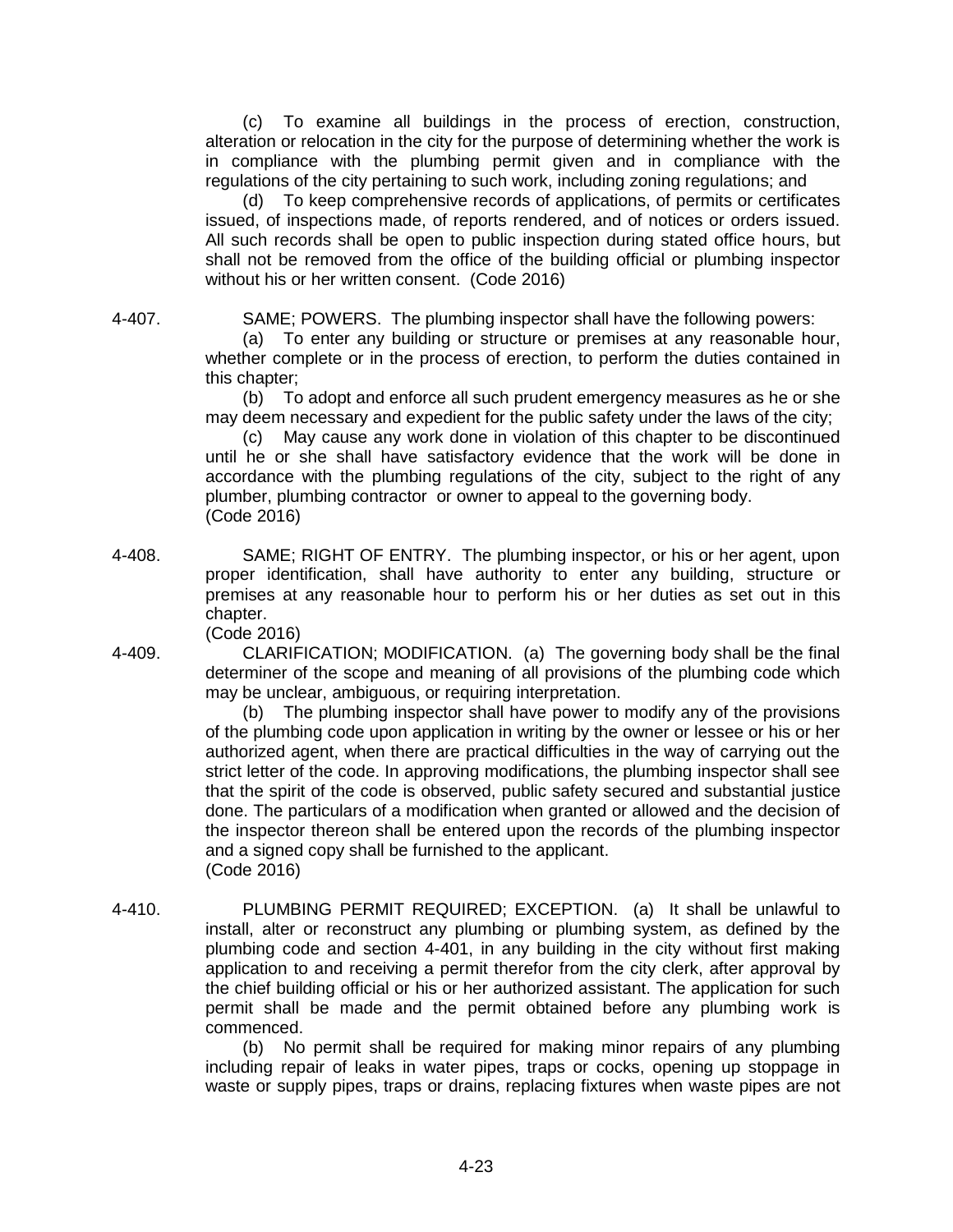(c) To examine all buildings in the process of erection, construction, alteration or relocation in the city for the purpose of determining whether the work is in compliance with the plumbing permit given and in compliance with the regulations of the city pertaining to such work, including zoning regulations; and

(d) To keep comprehensive records of applications, of permits or certificates issued, of inspections made, of reports rendered, and of notices or orders issued. All such records shall be open to public inspection during stated office hours, but shall not be removed from the office of the building official or plumbing inspector without his or her written consent. (Code 2016)

4-407. SAME; POWERS. The plumbing inspector shall have the following powers:

(a) To enter any building or structure or premises at any reasonable hour, whether complete or in the process of erection, to perform the duties contained in this chapter;

(b) To adopt and enforce all such prudent emergency measures as he or she may deem necessary and expedient for the public safety under the laws of the city;

(c) May cause any work done in violation of this chapter to be discontinued until he or she shall have satisfactory evidence that the work will be done in accordance with the plumbing regulations of the city, subject to the right of any plumber, plumbing contractor or owner to appeal to the governing body. (Code 2016)

4-408. SAME; RIGHT OF ENTRY. The plumbing inspector, or his or her agent, upon proper identification, shall have authority to enter any building, structure or premises at any reasonable hour to perform his or her duties as set out in this chapter. (Code 2016)

4-409. CLARIFICATION; MODIFICATION. (a) The governing body shall be the final determiner of the scope and meaning of all provisions of the plumbing code which may be unclear, ambiguous, or requiring interpretation.

(b) The plumbing inspector shall have power to modify any of the provisions of the plumbing code upon application in writing by the owner or lessee or his or her authorized agent, when there are practical difficulties in the way of carrying out the strict letter of the code. In approving modifications, the plumbing inspector shall see that the spirit of the code is observed, public safety secured and substantial justice done. The particulars of a modification when granted or allowed and the decision of the inspector thereon shall be entered upon the records of the plumbing inspector and a signed copy shall be furnished to the applicant. (Code 2016)

4-410. PLUMBING PERMIT REQUIRED; EXCEPTION. (a) It shall be unlawful to install, alter or reconstruct any plumbing or plumbing system, as defined by the plumbing code and section 4-401, in any building in the city without first making application to and receiving a permit therefor from the city clerk, after approval by the chief building official or his or her authorized assistant. The application for such permit shall be made and the permit obtained before any plumbing work is commenced.

(b) No permit shall be required for making minor repairs of any plumbing including repair of leaks in water pipes, traps or cocks, opening up stoppage in waste or supply pipes, traps or drains, replacing fixtures when waste pipes are not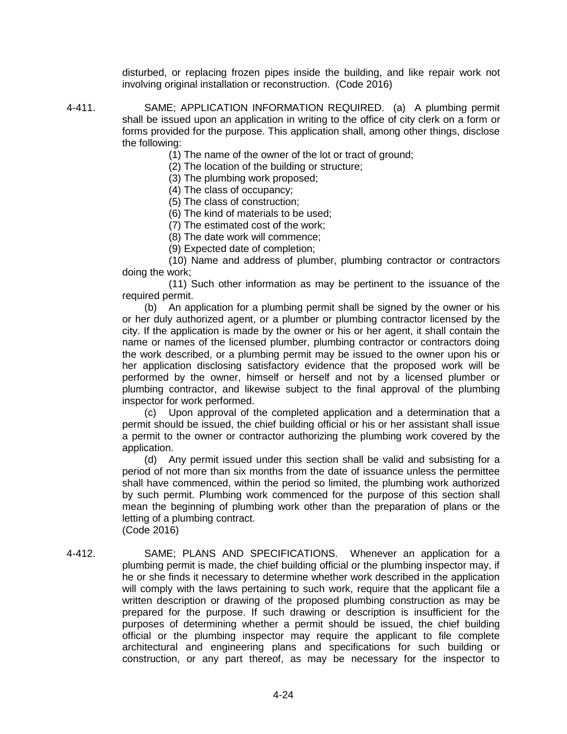disturbed, or replacing frozen pipes inside the building, and like repair work not involving original installation or reconstruction. (Code 2016)

4-411. SAME; APPLICATION INFORMATION REQUIRED. (a) A plumbing permit shall be issued upon an application in writing to the office of city clerk on a form or forms provided for the purpose. This application shall, among other things, disclose the following:

(1) The name of the owner of the lot or tract of ground;

(2) The location of the building or structure;

(3) The plumbing work proposed;

(4) The class of occupancy;

(5) The class of construction;

(6) The kind of materials to be used;

(7) The estimated cost of the work;

(8) The date work will commence;

(9) Expected date of completion;

(10) Name and address of plumber, plumbing contractor or contractors doing the work;

(11) Such other information as may be pertinent to the issuance of the required permit.

(b) An application for a plumbing permit shall be signed by the owner or his or her duly authorized agent, or a plumber or plumbing contractor licensed by the city. If the application is made by the owner or his or her agent, it shall contain the name or names of the licensed plumber, plumbing contractor or contractors doing the work described, or a plumbing permit may be issued to the owner upon his or her application disclosing satisfactory evidence that the proposed work will be performed by the owner, himself or herself and not by a licensed plumber or plumbing contractor, and likewise subject to the final approval of the plumbing inspector for work performed.

(c) Upon approval of the completed application and a determination that a permit should be issued, the chief building official or his or her assistant shall issue a permit to the owner or contractor authorizing the plumbing work covered by the application.

(d) Any permit issued under this section shall be valid and subsisting for a period of not more than six months from the date of issuance unless the permittee shall have commenced, within the period so limited, the plumbing work authorized by such permit. Plumbing work commenced for the purpose of this section shall mean the beginning of plumbing work other than the preparation of plans or the letting of a plumbing contract.
(Code 2016)

4-412. SAME; PLANS AND SPECIFICATIONS. Whenever an application for a plumbing permit is made, the chief building official or the plumbing inspector may, if he or she finds it necessary to determine whether work described in the application will comply with the laws pertaining to such work, require that the applicant file a written description or drawing of the proposed plumbing construction as may be prepared for the purpose. If such drawing or description is insufficient for the purposes of determining whether a permit should be issued, the chief building official or the plumbing inspector may require the applicant to file complete architectural and engineering plans and specifications for such building or construction, or any part thereof, as may be necessary for the inspector to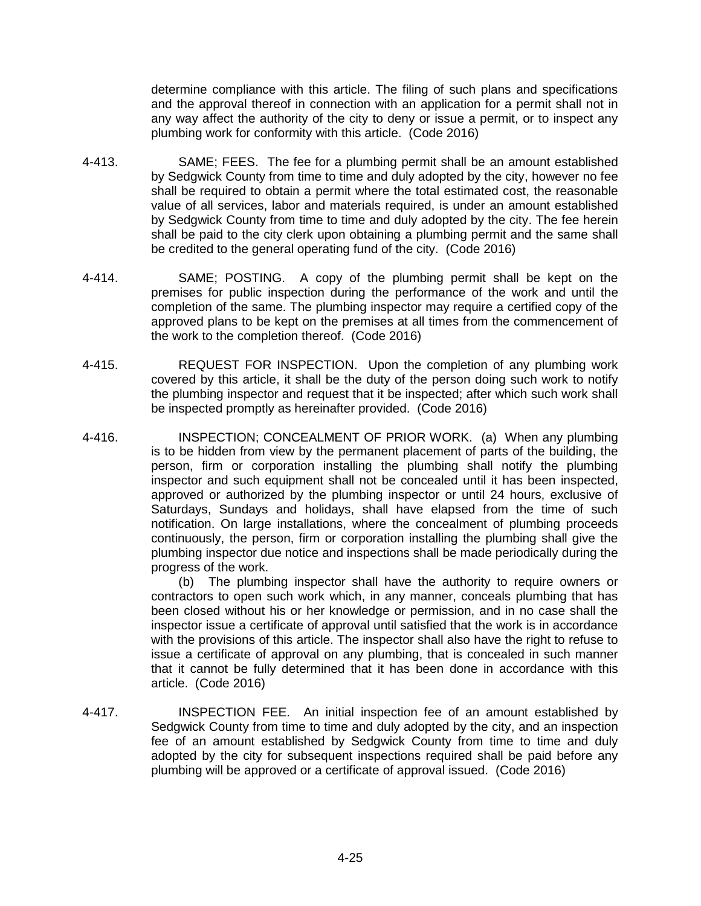determine compliance with this article. The filing of such plans and specifications and the approval thereof in connection with an application for a permit shall not in any way affect the authority of the city to deny or issue a permit, or to inspect any plumbing work for conformity with this article. (Code 2016)

4-413. SAME; FEES. The fee for a plumbing permit shall be an amount established by Sedgwick County from time to time and duly adopted by the city, however no fee shall be required to obtain a permit where the total estimated cost, the reasonable value of all services, labor and materials required, is under an amount established by Sedgwick County from time to time and duly adopted by the city. The fee herein shall be paid to the city clerk upon obtaining a plumbing permit and the same shall be credited to the general operating fund of the city. (Code 2016)

4-414. SAME; POSTING. A copy of the plumbing permit shall be kept on the premises for public inspection during the performance of the work and until the completion of the same. The plumbing inspector may require a certified copy of the approved plans to be kept on the premises at all times from the commencement of the work to the completion thereof. (Code 2016)

4-415. REQUEST FOR INSPECTION. Upon the completion of any plumbing work covered by this article, it shall be the duty of the person doing such work to notify the plumbing inspector and request that it be inspected; after which such work shall be inspected promptly as hereinafter provided. (Code 2016)

4-416. INSPECTION; CONCEALMENT OF PRIOR WORK. (a) When any plumbing is to be hidden from view by the permanent placement of parts of the building, the person, firm or corporation installing the plumbing shall notify the plumbing inspector and such equipment shall not be concealed until it has been inspected, approved or authorized by the plumbing inspector or until 24 hours, exclusive of Saturdays, Sundays and holidays, shall have elapsed from the time of such notification. On large installations, where the concealment of plumbing proceeds continuously, the person, firm or corporation installing the plumbing shall give the plumbing inspector due notice and inspections shall be made periodically during the progress of the work.

(b) The plumbing inspector shall have the authority to require owners or contractors to open such work which, in any manner, conceals plumbing that has been closed without his or her knowledge or permission, and in no case shall the inspector issue a certificate of approval until satisfied that the work is in accordance with the provisions of this article. The inspector shall also have the right to refuse to issue a certificate of approval on any plumbing, that is concealed in such manner that it cannot be fully determined that it has been done in accordance with this article. (Code 2016)

4-417. INSPECTION FEE. An initial inspection fee of an amount established by Sedgwick County from time to time and duly adopted by the city, and an inspection fee of an amount established by Sedgwick County from time to time and duly adopted by the city for subsequent inspections required shall be paid before any plumbing will be approved or a certificate of approval issued. (Code 2016)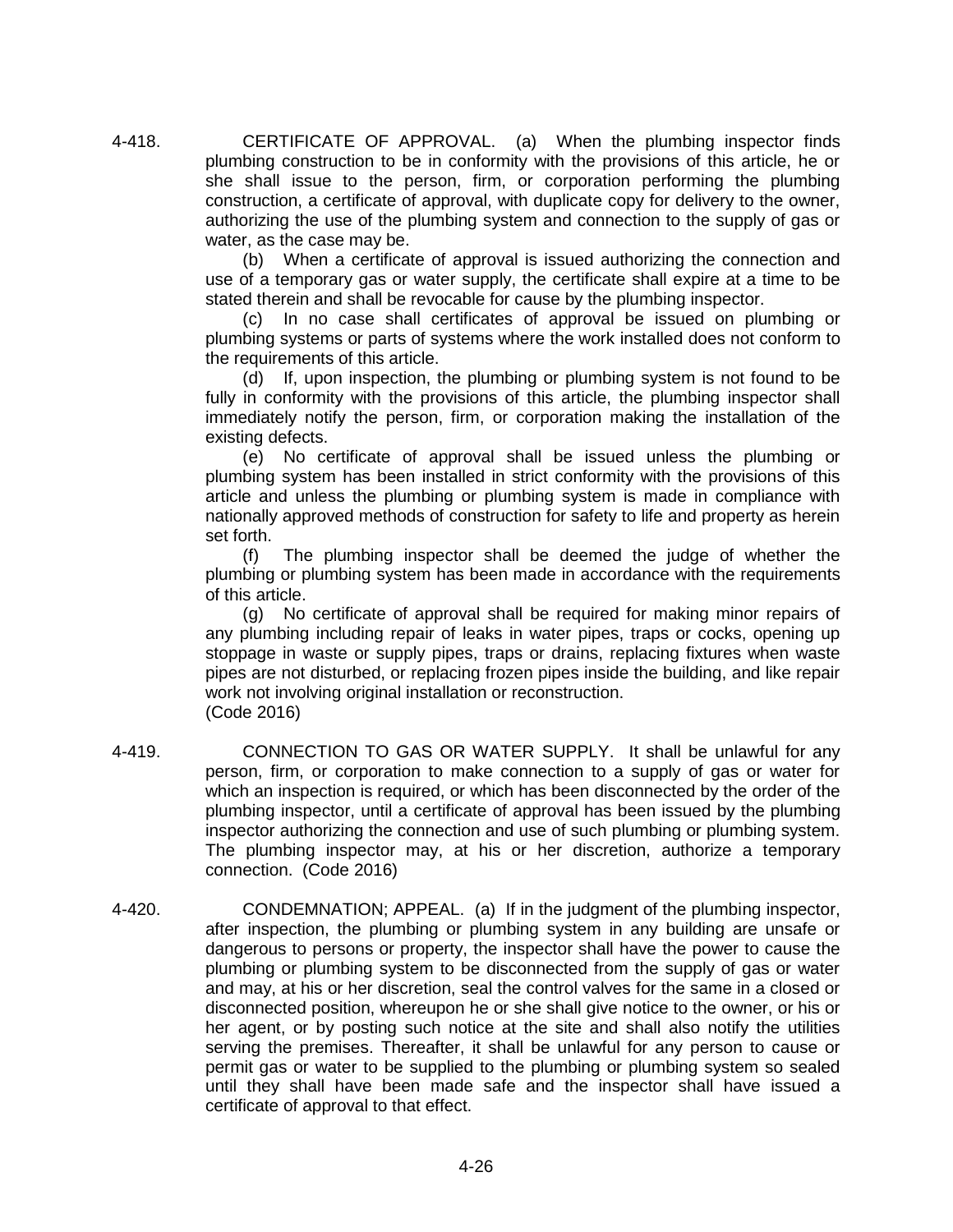4-418. CERTIFICATE OF APPROVAL. (a) When the plumbing inspector finds plumbing construction to be in conformity with the provisions of this article, he or she shall issue to the person, firm, or corporation performing the plumbing construction, a certificate of approval, with duplicate copy for delivery to the owner, authorizing the use of the plumbing system and connection to the supply of gas or water, as the case may be.

(b) When a certificate of approval is issued authorizing the connection and use of a temporary gas or water supply, the certificate shall expire at a time to be stated therein and shall be revocable for cause by the plumbing inspector.

(c) In no case shall certificates of approval be issued on plumbing or plumbing systems or parts of systems where the work installed does not conform to the requirements of this article.

(d) If, upon inspection, the plumbing or plumbing system is not found to be fully in conformity with the provisions of this article, the plumbing inspector shall immediately notify the person, firm, or corporation making the installation of the existing defects.

(e) No certificate of approval shall be issued unless the plumbing or plumbing system has been installed in strict conformity with the provisions of this article and unless the plumbing or plumbing system is made in compliance with nationally approved methods of construction for safety to life and property as herein set forth.

(f) The plumbing inspector shall be deemed the judge of whether the plumbing or plumbing system has been made in accordance with the requirements of this article.

(g) No certificate of approval shall be required for making minor repairs of any plumbing including repair of leaks in water pipes, traps or cocks, opening up stoppage in waste or supply pipes, traps or drains, replacing fixtures when waste pipes are not disturbed, or replacing frozen pipes inside the building, and like repair work not involving original installation or reconstruction.
(Code 2016)

4-419. CONNECTION TO GAS OR WATER SUPPLY. It shall be unlawful for any person, firm, or corporation to make connection to a supply of gas or water for which an inspection is required, or which has been disconnected by the order of the plumbing inspector, until a certificate of approval has been issued by the plumbing inspector authorizing the connection and use of such plumbing or plumbing system. The plumbing inspector may, at his or her discretion, authorize a temporary connection. (Code 2016)

4-420. CONDEMNATION; APPEAL. (a) If in the judgment of the plumbing inspector, after inspection, the plumbing or plumbing system in any building are unsafe or dangerous to persons or property, the inspector shall have the power to cause the plumbing or plumbing system to be disconnected from the supply of gas or water and may, at his or her discretion, seal the control valves for the same in a closed or disconnected position, whereupon he or she shall give notice to the owner, or his or her agent, or by posting such notice at the site and shall also notify the utilities serving the premises. Thereafter, it shall be unlawful for any person to cause or permit gas or water to be supplied to the plumbing or plumbing system so sealed until they shall have been made safe and the inspector shall have issued a certificate of approval to that effect.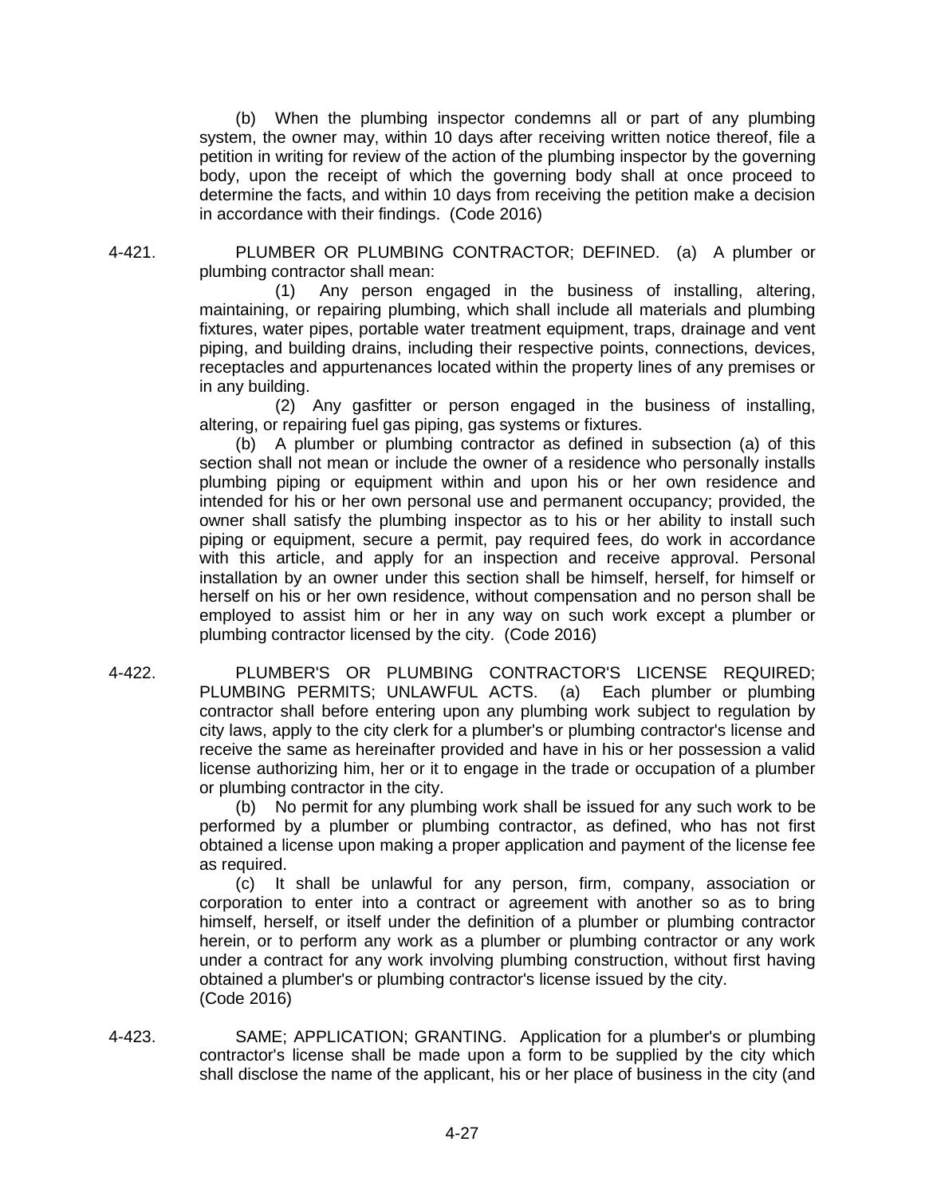(b) When the plumbing inspector condemns all or part of any plumbing system, the owner may, within 10 days after receiving written notice thereof, file a petition in writing for review of the action of the plumbing inspector by the governing body, upon the receipt of which the governing body shall at once proceed to determine the facts, and within 10 days from receiving the petition make a decision in accordance with their findings. (Code 2016)

4-421. PLUMBER OR PLUMBING CONTRACTOR; DEFINED. (a) A plumber or plumbing contractor shall mean:

(1) Any person engaged in the business of installing, altering, maintaining, or repairing plumbing, which shall include all materials and plumbing fixtures, water pipes, portable water treatment equipment, traps, drainage and vent piping, and building drains, including their respective points, connections, devices, receptacles and appurtenances located within the property lines of any premises or in any building.

(2) Any gasfitter or person engaged in the business of installing, altering, or repairing fuel gas piping, gas systems or fixtures.

(b) A plumber or plumbing contractor as defined in subsection (a) of this section shall not mean or include the owner of a residence who personally installs plumbing piping or equipment within and upon his or her own residence and intended for his or her own personal use and permanent occupancy; provided, the owner shall satisfy the plumbing inspector as to his or her ability to install such piping or equipment, secure a permit, pay required fees, do work in accordance with this article, and apply for an inspection and receive approval. Personal installation by an owner under this section shall be himself, herself, for himself or herself on his or her own residence, without compensation and no person shall be employed to assist him or her in any way on such work except a plumber or plumbing contractor licensed by the city. (Code 2016)

4-422. PLUMBER'S OR PLUMBING CONTRACTOR'S LICENSE REQUIRED; PLUMBING PERMITS; UNLAWFUL ACTS. (a) Each plumber or plumbing contractor shall before entering upon any plumbing work subject to regulation by city laws, apply to the city clerk for a plumber's or plumbing contractor's license and receive the same as hereinafter provided and have in his or her possession a valid license authorizing him, her or it to engage in the trade or occupation of a plumber or plumbing contractor in the city.

(b) No permit for any plumbing work shall be issued for any such work to be performed by a plumber or plumbing contractor, as defined, who has not first obtained a license upon making a proper application and payment of the license fee as required.

(c) It shall be unlawful for any person, firm, company, association or corporation to enter into a contract or agreement with another so as to bring himself, herself, or itself under the definition of a plumber or plumbing contractor herein, or to perform any work as a plumber or plumbing contractor or any work under a contract for any work involving plumbing construction, without first having obtained a plumber's or plumbing contractor's license issued by the city. (Code 2016)

4-423. SAME; APPLICATION; GRANTING. Application for a plumber's or plumbing contractor's license shall be made upon a form to be supplied by the city which shall disclose the name of the applicant, his or her place of business in the city (and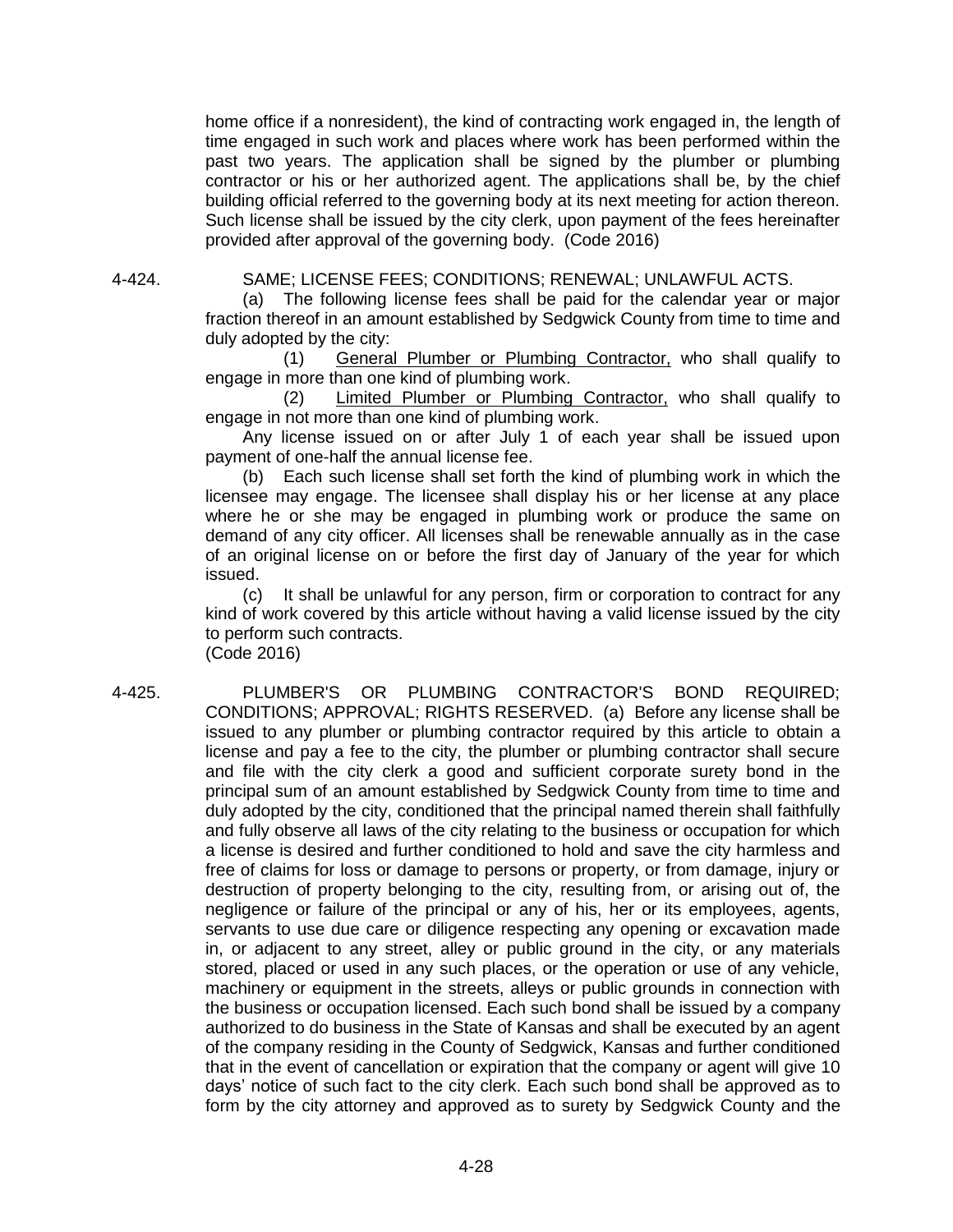home office if a nonresident), the kind of contracting work engaged in, the length of time engaged in such work and places where work has been performed within the past two years. The application shall be signed by the plumber or plumbing contractor or his or her authorized agent. The applications shall be, by the chief building official referred to the governing body at its next meeting for action thereon. Such license shall be issued by the city clerk, upon payment of the fees hereinafter provided after approval of the governing body. (Code 2016)

4-424. SAME; LICENSE FEES; CONDITIONS; RENEWAL; UNLAWFUL ACTS.

(a) The following license fees shall be paid for the calendar year or major fraction thereof in an amount established by Sedgwick County from time to time and duly adopted by the city:

(1) General Plumber or Plumbing Contractor, who shall qualify to engage in more than one kind of plumbing work.

(2) Limited Plumber or Plumbing Contractor, who shall qualify to engage in not more than one kind of plumbing work.

Any license issued on or after July 1 of each year shall be issued upon payment of one-half the annual license fee.

(b) Each such license shall set forth the kind of plumbing work in which the licensee may engage. The licensee shall display his or her license at any place where he or she may be engaged in plumbing work or produce the same on demand of any city officer. All licenses shall be renewable annually as in the case of an original license on or before the first day of January of the year for which issued.

(c) It shall be unlawful for any person, firm or corporation to contract for any kind of work covered by this article without having a valid license issued by the city to perform such contracts.

(Code 2016)

4-425. PLUMBER'S OR PLUMBING CONTRACTOR'S BOND REQUIRED; CONDITIONS; APPROVAL; RIGHTS RESERVED. (a) Before any license shall be issued to any plumber or plumbing contractor required by this article to obtain a license and pay a fee to the city, the plumber or plumbing contractor shall secure and file with the city clerk a good and sufficient corporate surety bond in the principal sum of an amount established by Sedgwick County from time to time and duly adopted by the city, conditioned that the principal named therein shall faithfully and fully observe all laws of the city relating to the business or occupation for which a license is desired and further conditioned to hold and save the city harmless and free of claims for loss or damage to persons or property, or from damage, injury or destruction of property belonging to the city, resulting from, or arising out of, the negligence or failure of the principal or any of his, her or its employees, agents, servants to use due care or diligence respecting any opening or excavation made in, or adjacent to any street, alley or public ground in the city, or any materials stored, placed or used in any such places, or the operation or use of any vehicle, machinery or equipment in the streets, alleys or public grounds in connection with the business or occupation licensed. Each such bond shall be issued by a company authorized to do business in the State of Kansas and shall be executed by an agent of the company residing in the County of Sedgwick, Kansas and further conditioned that in the event of cancellation or expiration that the company or agent will give 10 days' notice of such fact to the city clerk. Each such bond shall be approved as to form by the city attorney and approved as to surety by Sedgwick County and the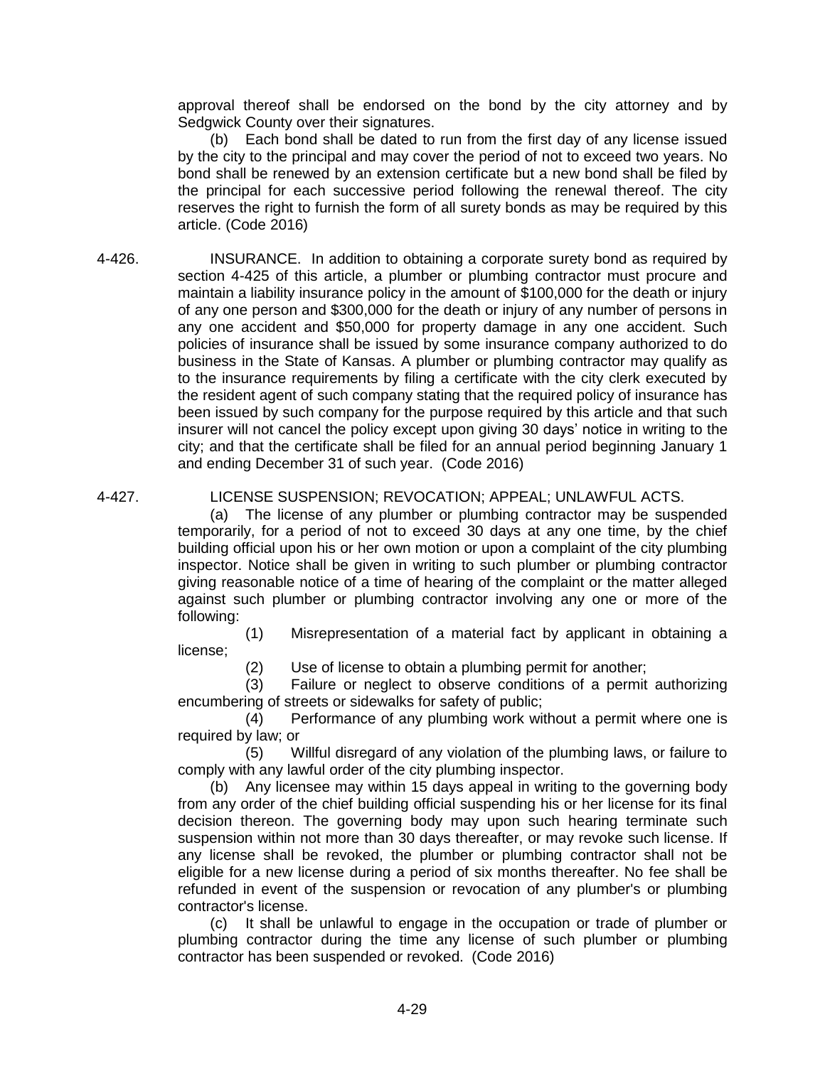approval thereof shall be endorsed on the bond by the city attorney and by Sedgwick County over their signatures.

(b) Each bond shall be dated to run from the first day of any license issued by the city to the principal and may cover the period of not to exceed two years. No bond shall be renewed by an extension certificate but a new bond shall be filed by the principal for each successive period following the renewal thereof. The city reserves the right to furnish the form of all surety bonds as may be required by this article. (Code 2016)

**4-426. INSURANCE.** In addition to obtaining a corporate surety bond as required by section 4-425 of this article, a plumber or plumbing contractor must procure and maintain a liability insurance policy in the amount of $100,000 for the death or injury of any one person and $300,000 for the death or injury of any number of persons in any one accident and $50,000 for property damage in any one accident. Such policies of insurance shall be issued by some insurance company authorized to do business in the State of Kansas. A plumber or plumbing contractor may qualify as to the insurance requirements by filing a certificate with the city clerk executed by the resident agent of such company stating that the required policy of insurance has been issued by such company for the purpose required by this article and that such insurer will not cancel the policy except upon giving 30 days' notice in writing to the city; and that the certificate shall be filed for an annual period beginning January 1 and ending December 31 of such year. (Code 2016)

**4-427. LICENSE SUSPENSION; REVOCATION; APPEAL; UNLAWFUL ACTS.**

(a) The license of any plumber or plumbing contractor may be suspended temporarily, for a period of not to exceed 30 days at any one time, by the chief building official upon his or her own motion or upon a complaint of the city plumbing inspector. Notice shall be given in writing to such plumber or plumbing contractor giving reasonable notice of a time of hearing of the complaint or the matter alleged against such plumber or plumbing contractor involving any one or more of the following:

(1) Misrepresentation of a material fact by applicant in obtaining a license;

(2) Use of license to obtain a plumbing permit for another;

(3) Failure or neglect to observe conditions of a permit authorizing encumbering of streets or sidewalks for safety of public;

(4) Performance of any plumbing work without a permit where one is required by law; or

(5) Willful disregard of any violation of the plumbing laws, or failure to comply with any lawful order of the city plumbing inspector.

(b) Any licensee may within 15 days appeal in writing to the governing body from any order of the chief building official suspending his or her license for its final decision thereon. The governing body may upon such hearing terminate such suspension within not more than 30 days thereafter, or may revoke such license. If any license shall be revoked, the plumber or plumbing contractor shall not be eligible for a new license during a period of six months thereafter. No fee shall be refunded in event of the suspension or revocation of any plumber's or plumbing contractor's license.

(c) It shall be unlawful to engage in the occupation or trade of plumber or plumbing contractor during the time any license of such plumber or plumbing contractor has been suspended or revoked. (Code 2016)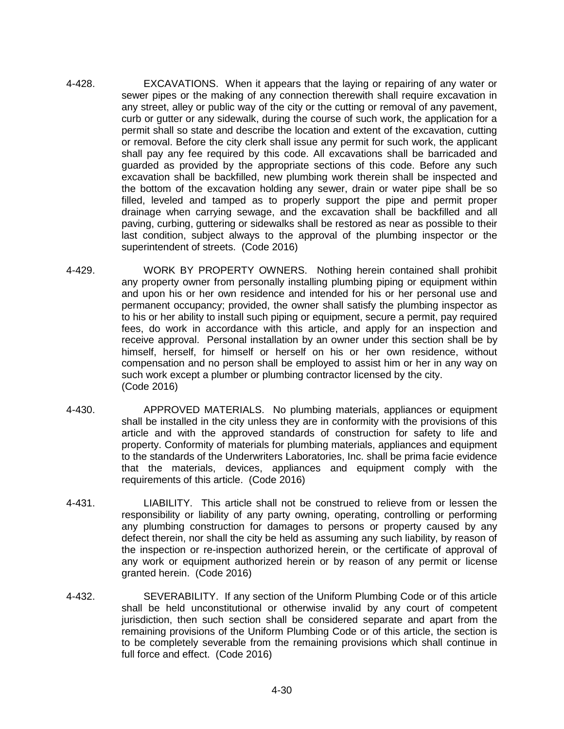4-428. EXCAVATIONS. When it appears that the laying or repairing of any water or sewer pipes or the making of any connection therewith shall require excavation in any street, alley or public way of the city or the cutting or removal of any pavement, curb or gutter or any sidewalk, during the course of such work, the application for a permit shall so state and describe the location and extent of the excavation, cutting or removal. Before the city clerk shall issue any permit for such work, the applicant shall pay any fee required by this code. All excavations shall be barricaded and guarded as provided by the appropriate sections of this code. Before any such excavation shall be backfilled, new plumbing work therein shall be inspected and the bottom of the excavation holding any sewer, drain or water pipe shall be so filled, leveled and tamped as to properly support the pipe and permit proper drainage when carrying sewage, and the excavation shall be backfilled and all paving, curbing, guttering or sidewalks shall be restored as near as possible to their last condition, subject always to the approval of the plumbing inspector or the superintendent of streets. (Code 2016)

4-429. WORK BY PROPERTY OWNERS. Nothing herein contained shall prohibit any property owner from personally installing plumbing piping or equipment within and upon his or her own residence and intended for his or her personal use and permanent occupancy; provided, the owner shall satisfy the plumbing inspector as to his or her ability to install such piping or equipment, secure a permit, pay required fees, do work in accordance with this article, and apply for an inspection and receive approval. Personal installation by an owner under this section shall be by himself, herself, for himself or herself on his or her own residence, without compensation and no person shall be employed to assist him or her in any way on such work except a plumber or plumbing contractor licensed by the city. (Code 2016)

4-430. APPROVED MATERIALS. No plumbing materials, appliances or equipment shall be installed in the city unless they are in conformity with the provisions of this article and with the approved standards of construction for safety to life and property. Conformity of materials for plumbing materials, appliances and equipment to the standards of the Underwriters Laboratories, Inc. shall be prima facie evidence that the materials, devices, appliances and equipment comply with the requirements of this article. (Code 2016)

4-431. LIABILITY. This article shall not be construed to relieve from or lessen the responsibility or liability of any party owning, operating, controlling or performing any plumbing construction for damages to persons or property caused by any defect therein, nor shall the city be held as assuming any such liability, by reason of the inspection or re-inspection authorized herein, or the certificate of approval of any work or equipment authorized herein or by reason of any permit or license granted herein. (Code 2016)

4-432. SEVERABILITY. If any section of the Uniform Plumbing Code or of this article shall be held unconstitutional or otherwise invalid by any court of competent jurisdiction, then such section shall be considered separate and apart from the remaining provisions of the Uniform Plumbing Code or of this article, the section is to be completely severable from the remaining provisions which shall continue in full force and effect. (Code 2016)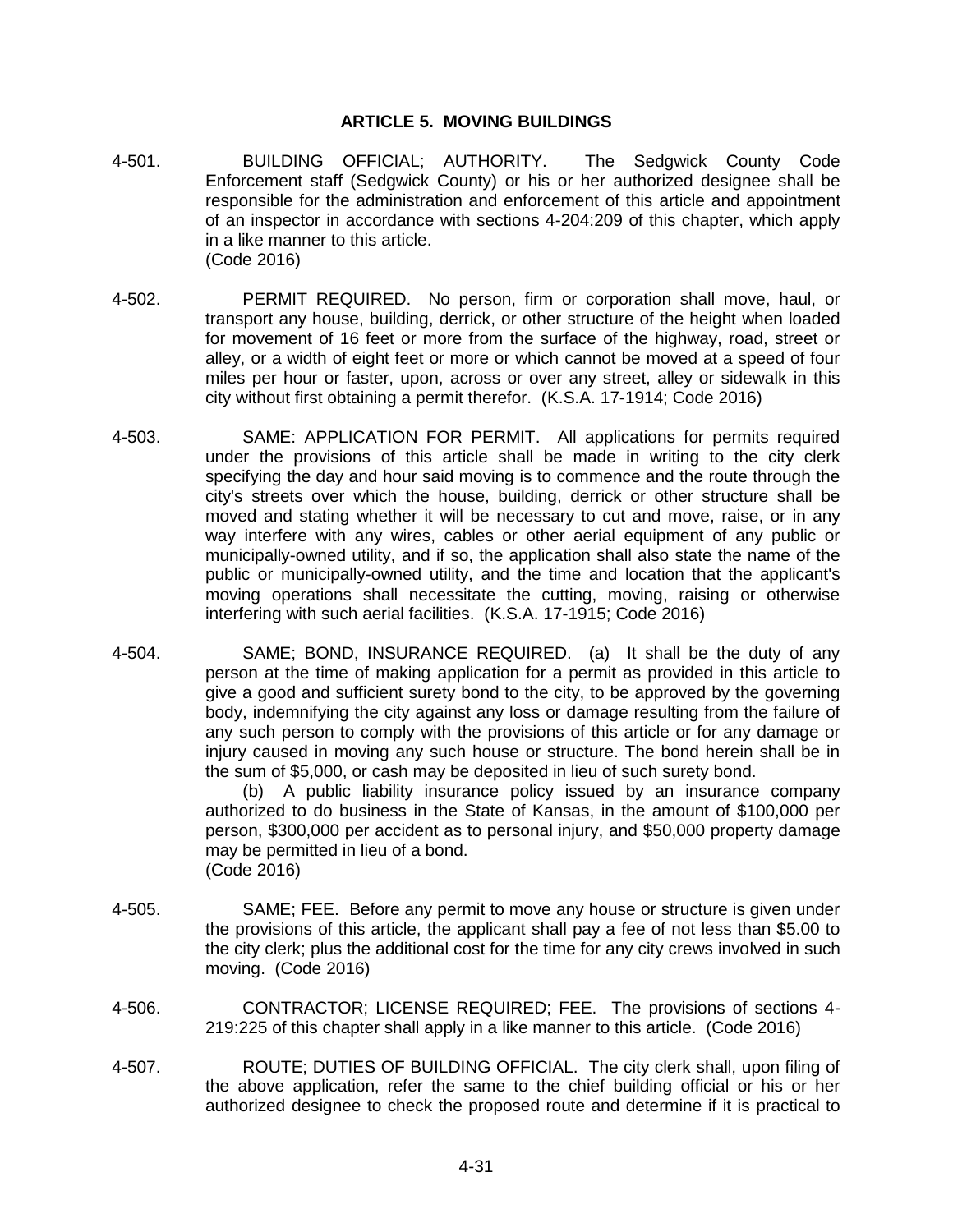## ARTICLE 5. MOVING BUILDINGS

4-501. BUILDING OFFICIAL; AUTHORITY. The Sedgwick County Code Enforcement staff (Sedgwick County) or his or her authorized designee shall be responsible for the administration and enforcement of this article and appointment of an inspector in accordance with sections 4-204:209 of this chapter, which apply in a like manner to this article.
(Code 2016)

4-502. PERMIT REQUIRED. No person, firm or corporation shall move, haul, or transport any house, building, derrick, or other structure of the height when loaded for movement of 16 feet or more from the surface of the highway, road, street or alley, or a width of eight feet or more or which cannot be moved at a speed of four miles per hour or faster, upon, across or over any street, alley or sidewalk in this city without first obtaining a permit therefor. (K.S.A. 17-1914; Code 2016)

4-503. SAME: APPLICATION FOR PERMIT. All applications for permits required under the provisions of this article shall be made in writing to the city clerk specifying the day and hour said moving is to commence and the route through the city's streets over which the house, building, derrick or other structure shall be moved and stating whether it will be necessary to cut and move, raise, or in any way interfere with any wires, cables or other aerial equipment of any public or municipally-owned utility, and if so, the application shall also state the name of the public or municipally-owned utility, and the time and location that the applicant's moving operations shall necessitate the cutting, moving, raising or otherwise interfering with such aerial facilities. (K.S.A. 17-1915; Code 2016)

4-504. SAME; BOND, INSURANCE REQUIRED. (a) It shall be the duty of any person at the time of making application for a permit as provided in this article to give a good and sufficient surety bond to the city, to be approved by the governing body, indemnifying the city against any loss or damage resulting from the failure of any such person to comply with the provisions of this article or for any damage or injury caused in moving any such house or structure. The bond herein shall be in the sum of $5,000, or cash may be deposited in lieu of such surety bond.

(b) A public liability insurance policy issued by an insurance company authorized to do business in the State of Kansas, in the amount of $100,000 per person, $300,000 per accident as to personal injury, and $50,000 property damage may be permitted in lieu of a bond.
(Code 2016)

4-505. SAME; FEE. Before any permit to move any house or structure is given under the provisions of this article, the applicant shall pay a fee of not less than $5.00 to the city clerk; plus the additional cost for the time for any city crews involved in such moving. (Code 2016)

4-506. CONTRACTOR; LICENSE REQUIRED; FEE. The provisions of sections 4-219:225 of this chapter shall apply in a like manner to this article. (Code 2016)

4-507. ROUTE; DUTIES OF BUILDING OFFICIAL. The city clerk shall, upon filing of the above application, refer the same to the chief building official or his or her authorized designee to check the proposed route and determine if it is practical to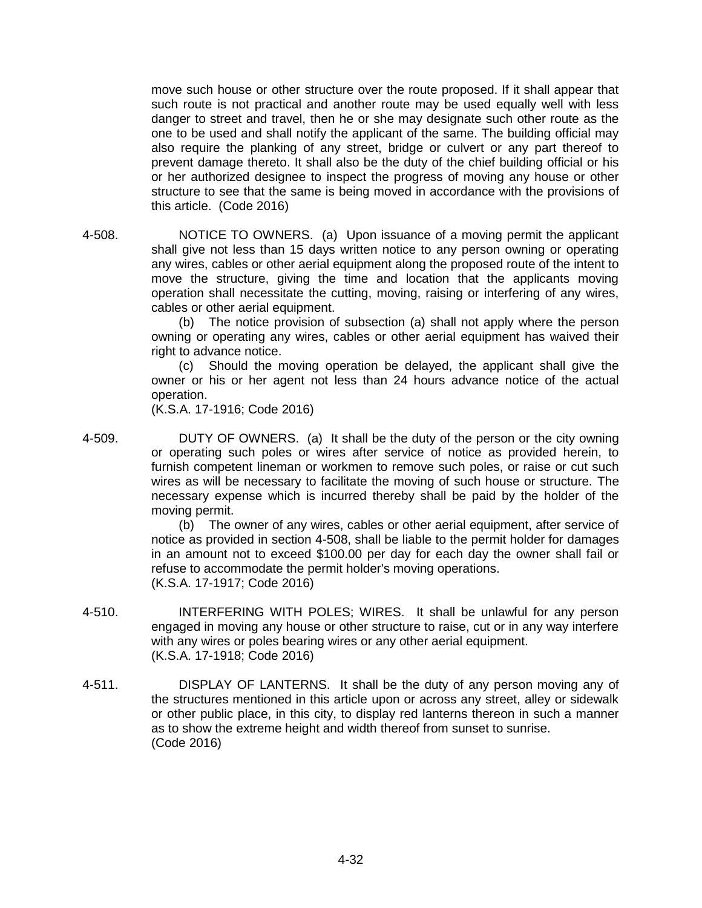move such house or other structure over the route proposed. If it shall appear that such route is not practical and another route may be used equally well with less danger to street and travel, then he or she may designate such other route as the one to be used and shall notify the applicant of the same. The building official may also require the planking of any street, bridge or culvert or any part thereof to prevent damage thereto. It shall also be the duty of the chief building official or his or her authorized designee to inspect the progress of moving any house or other structure to see that the same is being moved in accordance with the provisions of this article. (Code 2016)

4-508. NOTICE TO OWNERS. (a) Upon issuance of a moving permit the applicant shall give not less than 15 days written notice to any person owning or operating any wires, cables or other aerial equipment along the proposed route of the intent to move the structure, giving the time and location that the applicants moving operation shall necessitate the cutting, moving, raising or interfering of any wires, cables or other aerial equipment.

(b) The notice provision of subsection (a) shall not apply where the person owning or operating any wires, cables or other aerial equipment has waived their right to advance notice.

(c) Should the moving operation be delayed, the applicant shall give the owner or his or her agent not less than 24 hours advance notice of the actual operation.

(K.S.A. 17-1916; Code 2016)

4-509. DUTY OF OWNERS. (a) It shall be the duty of the person or the city owning or operating such poles or wires after service of notice as provided herein, to furnish competent lineman or workmen to remove such poles, or raise or cut such wires as will be necessary to facilitate the moving of such house or structure. The necessary expense which is incurred thereby shall be paid by the holder of the moving permit.

(b) The owner of any wires, cables or other aerial equipment, after service of notice as provided in section 4-508, shall be liable to the permit holder for damages in an amount not to exceed $100.00 per day for each day the owner shall fail or refuse to accommodate the permit holder's moving operations.

(K.S.A. 17-1917; Code 2016)

4-510. INTERFERING WITH POLES; WIRES. It shall be unlawful for any person engaged in moving any house or other structure to raise, cut or in any way interfere with any wires or poles bearing wires or any other aerial equipment.

(K.S.A. 17-1918; Code 2016)

4-511. DISPLAY OF LANTERNS. It shall be the duty of any person moving any of the structures mentioned in this article upon or across any street, alley or sidewalk or other public place, in this city, to display red lanterns thereon in such a manner as to show the extreme height and width thereof from sunset to sunrise.

(Code 2016)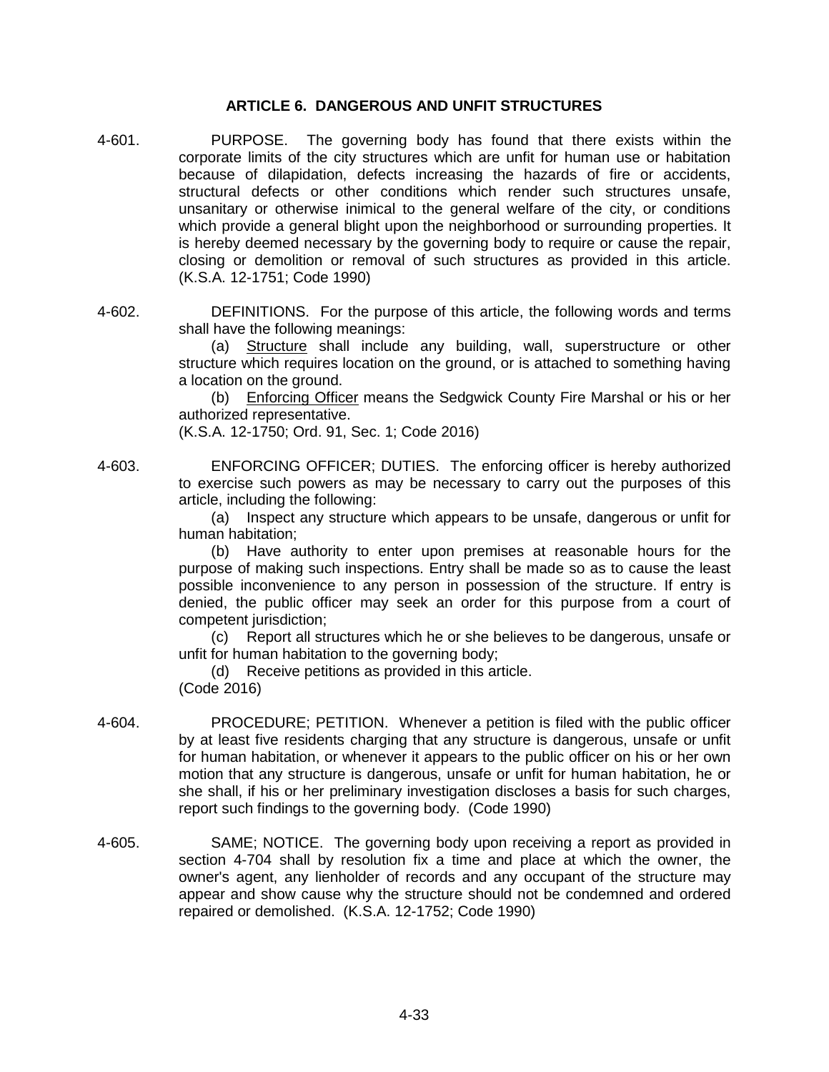## ARTICLE 6. DANGEROUS AND UNFIT STRUCTURES

4-601. PURPOSE. The governing body has found that there exists within the corporate limits of the city structures which are unfit for human use or habitation because of dilapidation, defects increasing the hazards of fire or accidents, structural defects or other conditions which render such structures unsafe, unsanitary or otherwise inimical to the general welfare of the city, or conditions which provide a general blight upon the neighborhood or surrounding properties. It is hereby deemed necessary by the governing body to require or cause the repair, closing or demolition or removal of such structures as provided in this article. (K.S.A. 12-1751; Code 1990)

4-602. DEFINITIONS. For the purpose of this article, the following words and terms shall have the following meanings:

(a) Structure shall include any building, wall, superstructure or other structure which requires location on the ground, or is attached to something having a location on the ground.

(b) Enforcing Officer means the Sedgwick County Fire Marshal or his or her authorized representative.

(K.S.A. 12-1750; Ord. 91, Sec. 1; Code 2016)

4-603. ENFORCING OFFICER; DUTIES. The enforcing officer is hereby authorized to exercise such powers as may be necessary to carry out the purposes of this article, including the following:

(a) Inspect any structure which appears to be unsafe, dangerous or unfit for human habitation;

(b) Have authority to enter upon premises at reasonable hours for the purpose of making such inspections. Entry shall be made so as to cause the least possible inconvenience to any person in possession of the structure. If entry is denied, the public officer may seek an order for this purpose from a court of competent jurisdiction;

(c) Report all structures which he or she believes to be dangerous, unsafe or unfit for human habitation to the governing body;

(d) Receive petitions as provided in this article.

(Code 2016)

4-604. PROCEDURE; PETITION. Whenever a petition is filed with the public officer by at least five residents charging that any structure is dangerous, unsafe or unfit for human habitation, or whenever it appears to the public officer on his or her own motion that any structure is dangerous, unsafe or unfit for human habitation, he or she shall, if his or her preliminary investigation discloses a basis for such charges, report such findings to the governing body. (Code 1990)

4-605. SAME; NOTICE. The governing body upon receiving a report as provided in section 4-704 shall by resolution fix a time and place at which the owner, the owner's agent, any lienholder of records and any occupant of the structure may appear and show cause why the structure should not be condemned and ordered repaired or demolished. (K.S.A. 12-1752; Code 1990)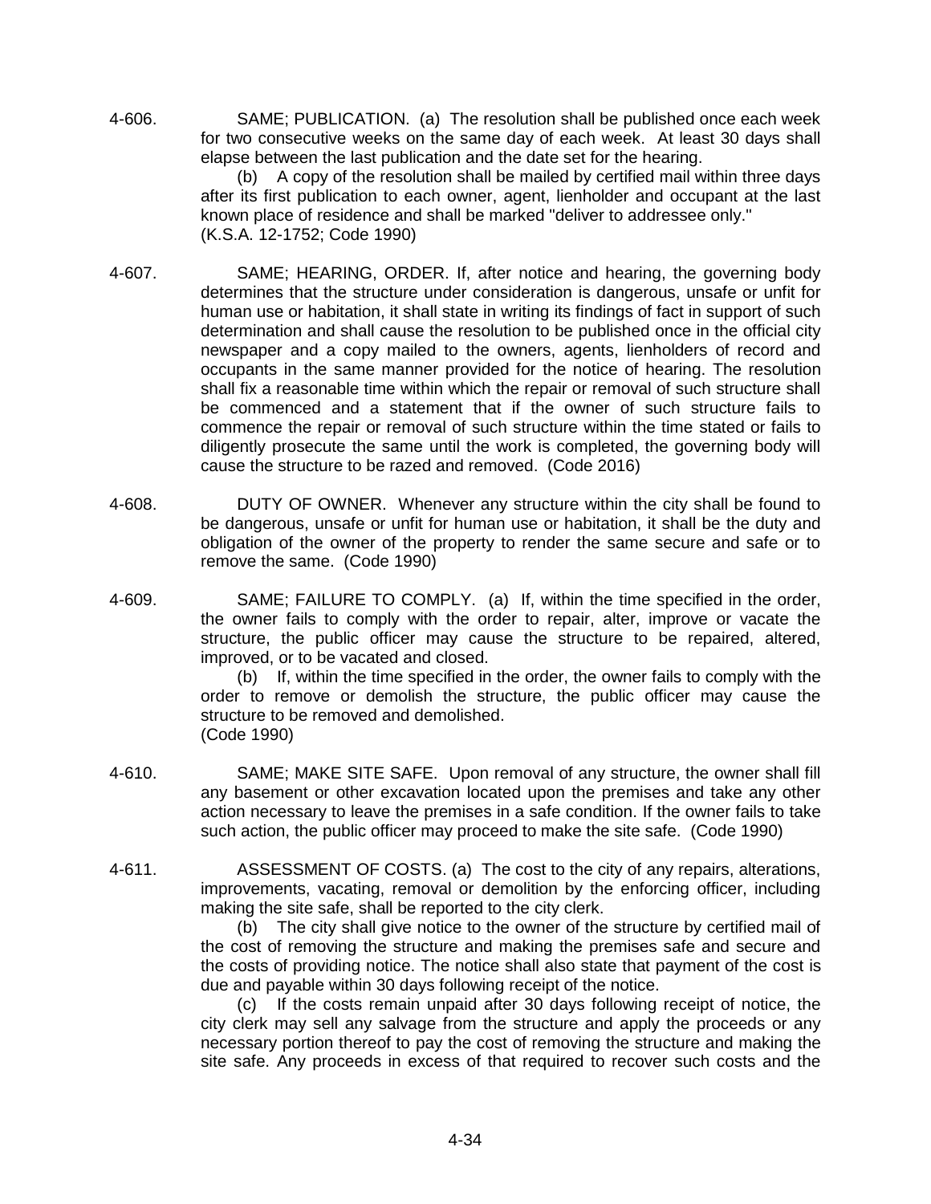4-606. SAME; PUBLICATION. (a) The resolution shall be published once each week for two consecutive weeks on the same day of each week. At least 30 days shall elapse between the last publication and the date set for the hearing.

(b) A copy of the resolution shall be mailed by certified mail within three days after its first publication to each owner, agent, lienholder and occupant at the last known place of residence and shall be marked "deliver to addressee only."
(K.S.A. 12-1752; Code 1990)

4-607. SAME; HEARING, ORDER. If, after notice and hearing, the governing body determines that the structure under consideration is dangerous, unsafe or unfit for human use or habitation, it shall state in writing its findings of fact in support of such determination and shall cause the resolution to be published once in the official city newspaper and a copy mailed to the owners, agents, lienholders of record and occupants in the same manner provided for the notice of hearing. The resolution shall fix a reasonable time within which the repair or removal of such structure shall be commenced and a statement that if the owner of such structure fails to commence the repair or removal of such structure within the time stated or fails to diligently prosecute the same until the work is completed, the governing body will cause the structure to be razed and removed. (Code 2016)

4-608. DUTY OF OWNER. Whenever any structure within the city shall be found to be dangerous, unsafe or unfit for human use or habitation, it shall be the duty and obligation of the owner of the property to render the same secure and safe or to remove the same. (Code 1990)

4-609. SAME; FAILURE TO COMPLY. (a) If, within the time specified in the order, the owner fails to comply with the order to repair, alter, improve or vacate the structure, the public officer may cause the structure to be repaired, altered, improved, or to be vacated and closed.

(b) If, within the time specified in the order, the owner fails to comply with the order to remove or demolish the structure, the public officer may cause the structure to be removed and demolished.
(Code 1990)

4-610. SAME; MAKE SITE SAFE. Upon removal of any structure, the owner shall fill any basement or other excavation located upon the premises and take any other action necessary to leave the premises in a safe condition. If the owner fails to take such action, the public officer may proceed to make the site safe. (Code 1990)

4-611. ASSESSMENT OF COSTS. (a) The cost to the city of any repairs, alterations, improvements, vacating, removal or demolition by the enforcing officer, including making the site safe, shall be reported to the city clerk.

(b) The city shall give notice to the owner of the structure by certified mail of the cost of removing the structure and making the premises safe and secure and the costs of providing notice. The notice shall also state that payment of the cost is due and payable within 30 days following receipt of the notice.

(c) If the costs remain unpaid after 30 days following receipt of notice, the city clerk may sell any salvage from the structure and apply the proceeds or any necessary portion thereof to pay the cost of removing the structure and making the site safe. Any proceeds in excess of that required to recover such costs and the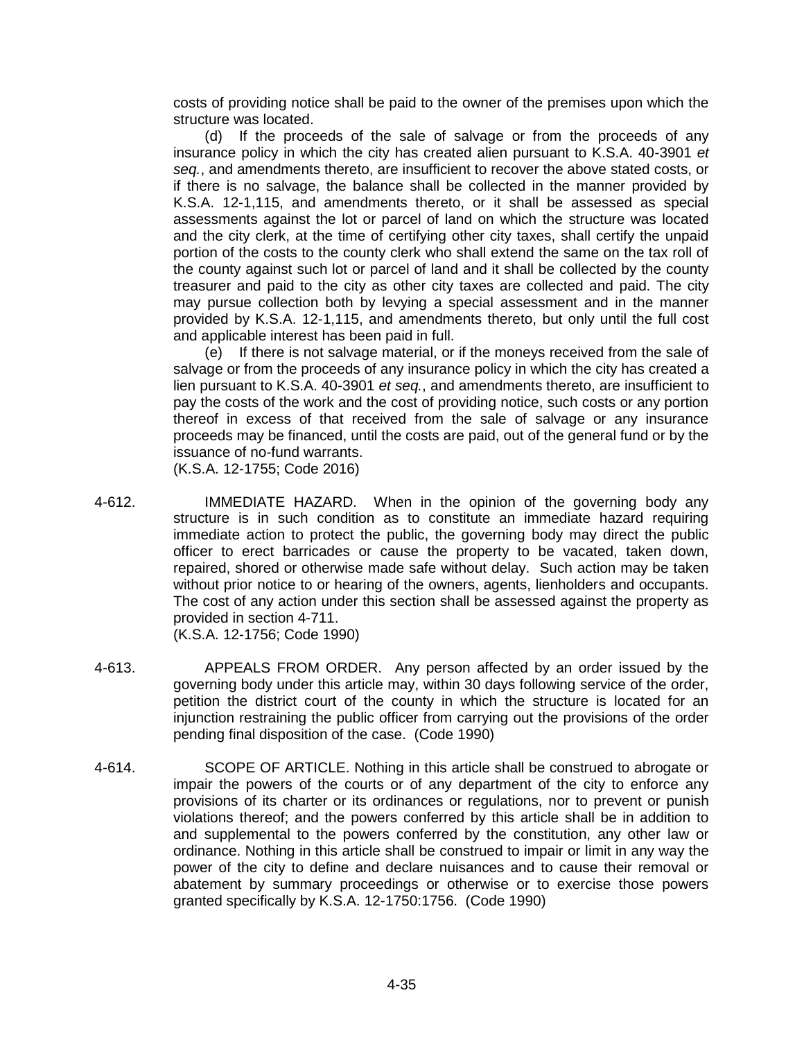costs of providing notice shall be paid to the owner of the premises upon which the structure was located.

(d) If the proceeds of the sale of salvage or from the proceeds of any insurance policy in which the city has created alien pursuant to K.S.A. 40-3901 *et seq.*, and amendments thereto, are insufficient to recover the above stated costs, or if there is no salvage, the balance shall be collected in the manner provided by K.S.A. 12-1,115, and amendments thereto, or it shall be assessed as special assessments against the lot or parcel of land on which the structure was located and the city clerk, at the time of certifying other city taxes, shall certify the unpaid portion of the costs to the county clerk who shall extend the same on the tax roll of the county against such lot or parcel of land and it shall be collected by the county treasurer and paid to the city as other city taxes are collected and paid. The city may pursue collection both by levying a special assessment and in the manner provided by K.S.A. 12-1,115, and amendments thereto, but only until the full cost and applicable interest has been paid in full.

(e) If there is not salvage material, or if the moneys received from the sale of salvage or from the proceeds of any insurance policy in which the city has created a lien pursuant to K.S.A. 40-3901 *et seq.*, and amendments thereto, are insufficient to pay the costs of the work and the cost of providing notice, such costs or any portion thereof in excess of that received from the sale of salvage or any insurance proceeds may be financed, until the costs are paid, out of the general fund or by the issuance of no-fund warrants.
(K.S.A. 12-1755; Code 2016)

4-612. IMMEDIATE HAZARD. When in the opinion of the governing body any structure is in such condition as to constitute an immediate hazard requiring immediate action to protect the public, the governing body may direct the public officer to erect barricades or cause the property to be vacated, taken down, repaired, shored or otherwise made safe without delay. Such action may be taken without prior notice to or hearing of the owners, agents, lienholders and occupants. The cost of any action under this section shall be assessed against the property as provided in section 4-711.
(K.S.A. 12-1756; Code 1990)

4-613. APPEALS FROM ORDER. Any person affected by an order issued by the governing body under this article may, within 30 days following service of the order, petition the district court of the county in which the structure is located for an injunction restraining the public officer from carrying out the provisions of the order pending final disposition of the case. (Code 1990)

4-614. SCOPE OF ARTICLE. Nothing in this article shall be construed to abrogate or impair the powers of the courts or of any department of the city to enforce any provisions of its charter or its ordinances or regulations, nor to prevent or punish violations thereof; and the powers conferred by this article shall be in addition to and supplemental to the powers conferred by the constitution, any other law or ordinance. Nothing in this article shall be construed to impair or limit in any way the power of the city to define and declare nuisances and to cause their removal or abatement by summary proceedings or otherwise or to exercise those powers granted specifically by K.S.A. 12-1750:1756. (Code 1990)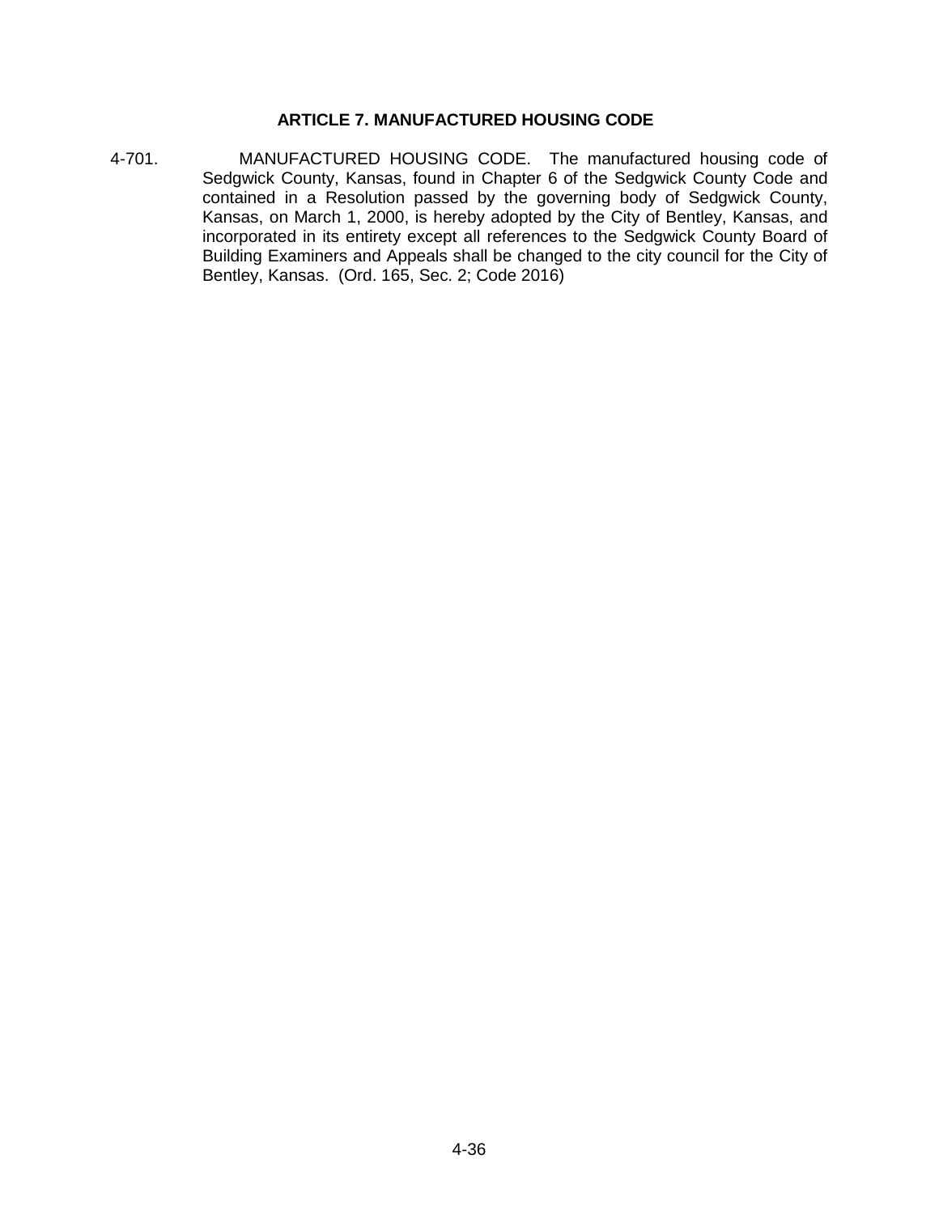## ARTICLE 7. MANUFACTURED HOUSING CODE

4-701. MANUFACTURED HOUSING CODE. The manufactured housing code of Sedgwick County, Kansas, found in Chapter 6 of the Sedgwick County Code and contained in a Resolution passed by the governing body of Sedgwick County, Kansas, on March 1, 2000, is hereby adopted by the City of Bentley, Kansas, and incorporated in its entirety except all references to the Sedgwick County Board of Building Examiners and Appeals shall be changed to the city council for the City of Bentley, Kansas. (Ord. 165, Sec. 2; Code 2016)